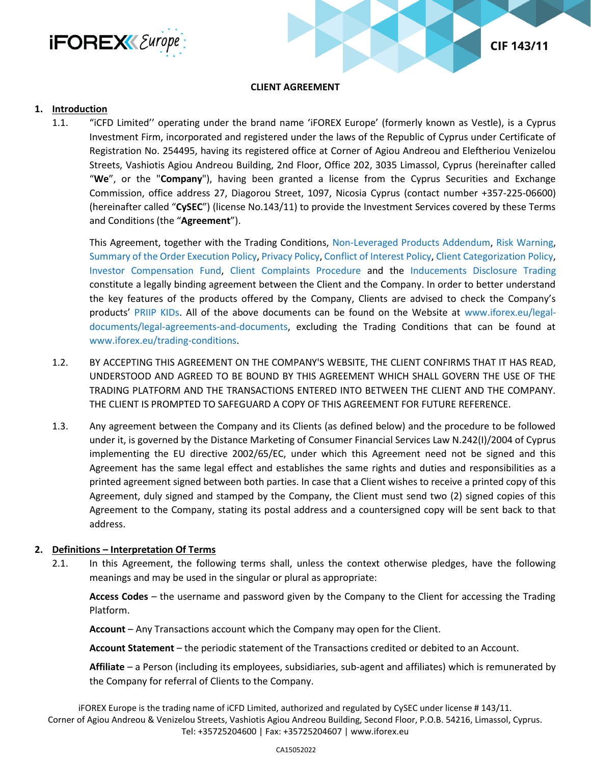CIF 143/11

**CLIENT AGREEMENT**

## 1. Introduction

1.1. "iCFD Limited'' operating under the brand name 'iFOREX Europe' (formerly known as Vestle), is a Cyprus Investment Firm, incorporated and registered under the laws of the Republic of Cyprus under Certificate of Registration No. 254495, having its registered office at Corner of Agiou Andreou and Eleftheriou Venizelou Streets, Vashiotis Agiou Andreou Building, 2nd Floor, Office 202, 3035 Limassol, Cyprus (hereinafter called "**We**", or the "**Company**"), having been granted a license from the Cyprus Securities and Exchange Commission, office address 27, Diagorou Street, 1097, Nicosia Cyprus (contact number +357-225-06600) (hereinafter called "**CySEC**") (license No.143/11) to provide the Investment Services covered by these Terms and Conditions (the "**Agreement**").

This Agreement, together with the Trading Conditions, Non-Leveraged Products Addendum, Risk Warning, Summary of the Order Execution Policy, Privacy Policy, Conflict of Interest Policy, Client Categorization Policy, Investor Compensation Fund, Client Complaints Procedure and the Inducements Disclosure Trading constitute a legally binding agreement between the Client and the Company. In order to better understand the key features of the products offered by the Company, Clients are advised to check the Company's products' PRIIP KIDs. All of the above documents can be found on the Website at www.iforex.eu/legal-documents/legal-agreements-and-documents, excluding the Trading Conditions that can be found at www.iforex.eu/trading-conditions.

1.2. BY ACCEPTING THIS AGREEMENT ON THE COMPANY'S WEBSITE, THE CLIENT CONFIRMS THAT IT HAS READ, UNDERSTOOD AND AGREED TO BE BOUND BY THIS AGREEMENT WHICH SHALL GOVERN THE USE OF THE TRADING PLATFORM AND THE TRANSACTIONS ENTERED INTO BETWEEN THE CLIENT AND THE COMPANY. THE CLIENT IS PROMPTED TO SAFEGUARD A COPY OF THIS AGREEMENT FOR FUTURE REFERENCE.

1.3. Any agreement between the Company and its Clients (as defined below) and the procedure to be followed under it, is governed by the Distance Marketing of Consumer Financial Services Law N.242(I)/2004 of Cyprus implementing the EU directive 2002/65/EC, under which this Agreement need not be signed and this Agreement has the same legal effect and establishes the same rights and duties and responsibilities as a printed agreement signed between both parties. In case that a Client wishes to receive a printed copy of this Agreement, duly signed and stamped by the Company, the Client must send two (2) signed copies of this Agreement to the Company, stating its postal address and a countersigned copy will be sent back to that address.

## 2. Definitions – Interpretation Of Terms

2.1. In this Agreement, the following terms shall, unless the context otherwise pledges, have the following meanings and may be used in the singular or plural as appropriate:

**Access Codes** – the username and password given by the Company to the Client for accessing the Trading Platform.

**Account** – Any Transactions account which the Company may open for the Client.

**Account Statement** – the periodic statement of the Transactions credited or debited to an Account.

**Affiliate** – a Person (including its employees, subsidiaries, sub-agent and affiliates) which is remunerated by the Company for referral of Clients to the Company.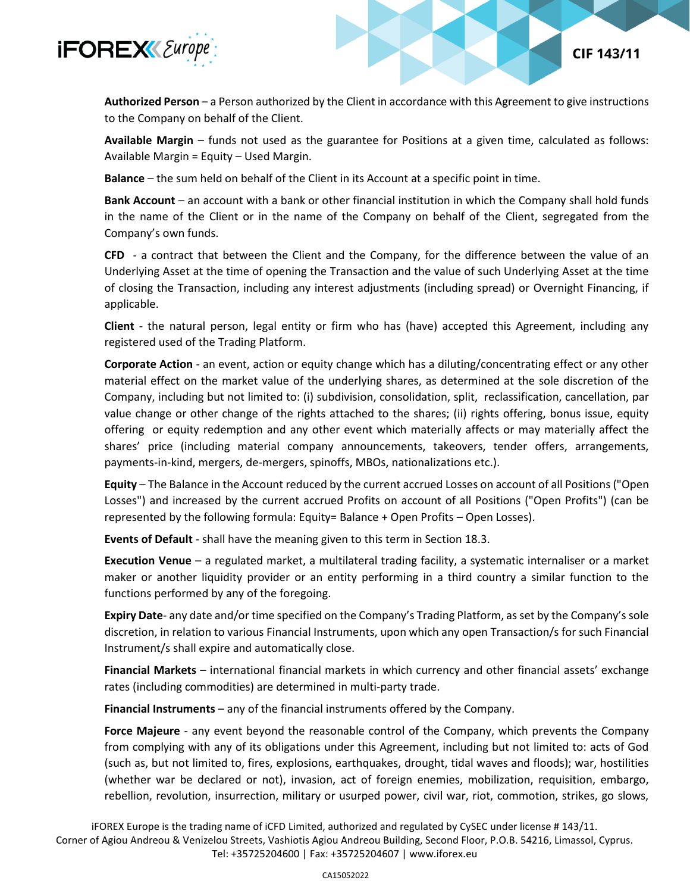**Authorized Person** – a Person authorized by the Client in accordance with this Agreement to give instructions to the Company on behalf of the Client.

**Available Margin** – funds not used as the guarantee for Positions at a given time, calculated as follows: Available Margin = Equity – Used Margin.

**Balance** – the sum held on behalf of the Client in its Account at a specific point in time.

**Bank Account** – an account with a bank or other financial institution in which the Company shall hold funds in the name of the Client or in the name of the Company on behalf of the Client, segregated from the Company's own funds.

**CFD** - a contract that between the Client and the Company, for the difference between the value of an Underlying Asset at the time of opening the Transaction and the value of such Underlying Asset at the time of closing the Transaction, including any interest adjustments (including spread) or Overnight Financing, if applicable.

**Client** - the natural person, legal entity or firm who has (have) accepted this Agreement, including any registered used of the Trading Platform.

**Corporate Action** - an event, action or equity change which has a diluting/concentrating effect or any other material effect on the market value of the underlying shares, as determined at the sole discretion of the Company, including but not limited to: (i) subdivision, consolidation, split, reclassification, cancellation, par value change or other change of the rights attached to the shares; (ii) rights offering, bonus issue, equity offering or equity redemption and any other event which materially affects or may materially affect the shares' price (including material company announcements, takeovers, tender offers, arrangements, payments-in-kind, mergers, de-mergers, spinoffs, MBOs, nationalizations etc.).

**Equity** – The Balance in the Account reduced by the current accrued Losses on account of all Positions ("Open Losses") and increased by the current accrued Profits on account of all Positions ("Open Profits") (can be represented by the following formula: Equity= Balance + Open Profits – Open Losses).

**Events of Default** - shall have the meaning given to this term in Section 18.3.

**Execution Venue** – a regulated market, a multilateral trading facility, a systematic internaliser or a market maker or another liquidity provider or an entity performing in a third country a similar function to the functions performed by any of the foregoing.

**Expiry Date**- any date and/or time specified on the Company's Trading Platform, as set by the Company's sole discretion, in relation to various Financial Instruments, upon which any open Transaction/s for such Financial Instrument/s shall expire and automatically close.

**Financial Markets** – international financial markets in which currency and other financial assets' exchange rates (including commodities) are determined in multi-party trade.

**Financial Instruments** – any of the financial instruments offered by the Company.

**Force Majeure** - any event beyond the reasonable control of the Company, which prevents the Company from complying with any of its obligations under this Agreement, including but not limited to: acts of God (such as, but not limited to, fires, explosions, earthquakes, drought, tidal waves and floods); war, hostilities (whether war be declared or not), invasion, act of foreign enemies, mobilization, requisition, embargo, rebellion, revolution, insurrection, military or usurped power, civil war, riot, commotion, strikes, go slows,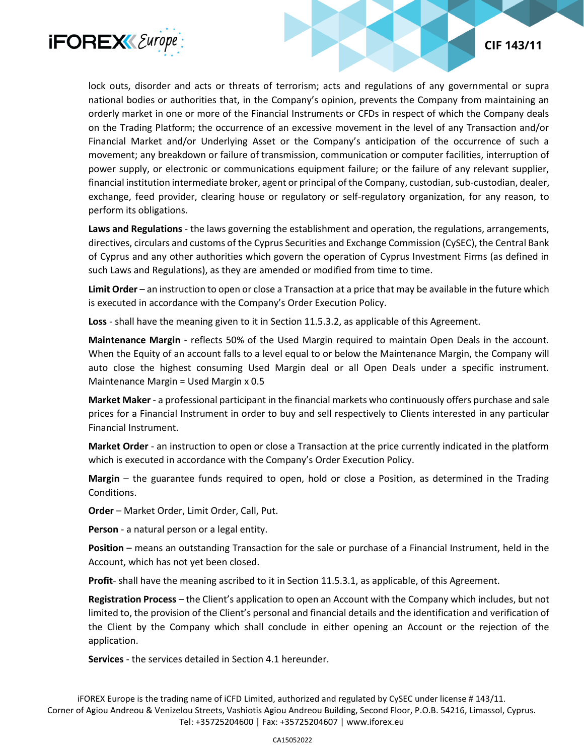lock outs, disorder and acts or threats of terrorism; acts and regulations of any governmental or supra national bodies or authorities that, in the Company's opinion, prevents the Company from maintaining an orderly market in one or more of the Financial Instruments or CFDs in respect of which the Company deals on the Trading Platform; the occurrence of an excessive movement in the level of any Transaction and/or Financial Market and/or Underlying Asset or the Company's anticipation of the occurrence of such a movement; any breakdown or failure of transmission, communication or computer facilities, interruption of power supply, or electronic or communications equipment failure; or the failure of any relevant supplier, financial institution intermediate broker, agent or principal of the Company, custodian, sub-custodian, dealer, exchange, feed provider, clearing house or regulatory or self-regulatory organization, for any reason, to perform its obligations.

**Laws and Regulations** - the laws governing the establishment and operation, the regulations, arrangements, directives, circulars and customs of the Cyprus Securities and Exchange Commission (CySEC), the Central Bank of Cyprus and any other authorities which govern the operation of Cyprus Investment Firms (as defined in such Laws and Regulations), as they are amended or modified from time to time.

**Limit Order** – an instruction to open or close a Transaction at a price that may be available in the future which is executed in accordance with the Company's Order Execution Policy.

**Loss** - shall have the meaning given to it in Section 11.5.3.2, as applicable of this Agreement.

**Maintenance Margin** - reflects 50% of the Used Margin required to maintain Open Deals in the account. When the Equity of an account falls to a level equal to or below the Maintenance Margin, the Company will auto close the highest consuming Used Margin deal or all Open Deals under a specific instrument. Maintenance Margin = Used Margin x 0.5

**Market Maker** - a professional participant in the financial markets who continuously offers purchase and sale prices for a Financial Instrument in order to buy and sell respectively to Clients interested in any particular Financial Instrument.

**Market Order** - an instruction to open or close a Transaction at the price currently indicated in the platform which is executed in accordance with the Company's Order Execution Policy.

**Margin** – the guarantee funds required to open, hold or close a Position, as determined in the Trading Conditions.

**Order** – Market Order, Limit Order, Call, Put.

**Person** - a natural person or a legal entity.

**Position** – means an outstanding Transaction for the sale or purchase of a Financial Instrument, held in the Account, which has not yet been closed.

**Profit**- shall have the meaning ascribed to it in Section 11.5.3.1, as applicable, of this Agreement.

**Registration Process** – the Client's application to open an Account with the Company which includes, but not limited to, the provision of the Client's personal and financial details and the identification and verification of the Client by the Company which shall conclude in either opening an Account or the rejection of the application.

**Services** - the services detailed in Section 4.1 hereunder.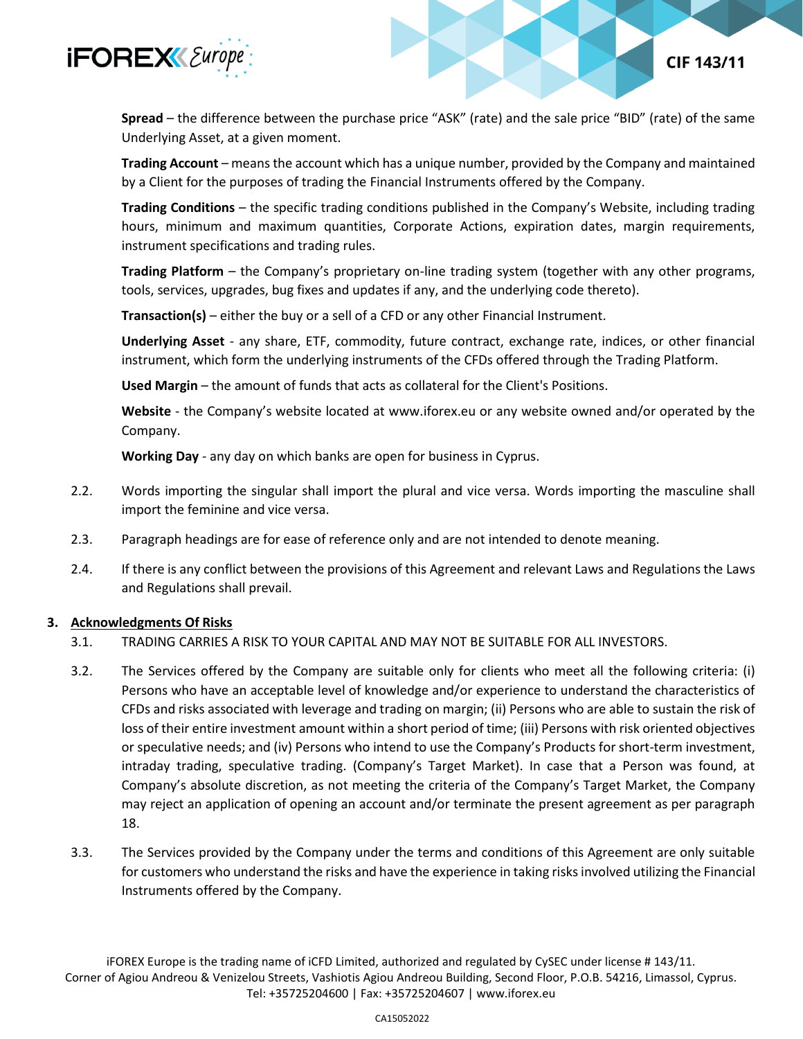**Spread** – the difference between the purchase price "ASK" (rate) and the sale price "BID" (rate) of the same Underlying Asset, at a given moment.

**Trading Account** – means the account which has a unique number, provided by the Company and maintained by a Client for the purposes of trading the Financial Instruments offered by the Company.

**Trading Conditions** – the specific trading conditions published in the Company's Website, including trading hours, minimum and maximum quantities, Corporate Actions, expiration dates, margin requirements, instrument specifications and trading rules.

**Trading Platform** – the Company's proprietary on-line trading system (together with any other programs, tools, services, upgrades, bug fixes and updates if any, and the underlying code thereto).

**Transaction(s)** – either the buy or a sell of a CFD or any other Financial Instrument.

**Underlying Asset** - any share, ETF, commodity, future contract, exchange rate, indices, or other financial instrument, which form the underlying instruments of the CFDs offered through the Trading Platform.

**Used Margin** – the amount of funds that acts as collateral for the Client's Positions.

**Website** - the Company's website located at www.iforex.eu or any website owned and/or operated by the Company.

**Working Day** - any day on which banks are open for business in Cyprus.

2.2. Words importing the singular shall import the plural and vice versa. Words importing the masculine shall import the feminine and vice versa.

2.3. Paragraph headings are for ease of reference only and are not intended to denote meaning.

2.4. If there is any conflict between the provisions of this Agreement and relevant Laws and Regulations the Laws and Regulations shall prevail.

## 3. Acknowledgments Of Risks

3.1. TRADING CARRIES A RISK TO YOUR CAPITAL AND MAY NOT BE SUITABLE FOR ALL INVESTORS.

3.2. The Services offered by the Company are suitable only for clients who meet all the following criteria: (i) Persons who have an acceptable level of knowledge and/or experience to understand the characteristics of CFDs and risks associated with leverage and trading on margin; (ii) Persons who are able to sustain the risk of loss of their entire investment amount within a short period of time; (iii) Persons with risk oriented objectives or speculative needs; and (iv) Persons who intend to use the Company's Products for short-term investment, intraday trading, speculative trading. (Company's Target Market). In case that a Person was found, at Company's absolute discretion, as not meeting the criteria of the Company's Target Market, the Company may reject an application of opening an account and/or terminate the present agreement as per paragraph 18.

3.3. The Services provided by the Company under the terms and conditions of this Agreement are only suitable for customers who understand the risks and have the experience in taking risks involved utilizing the Financial Instruments offered by the Company.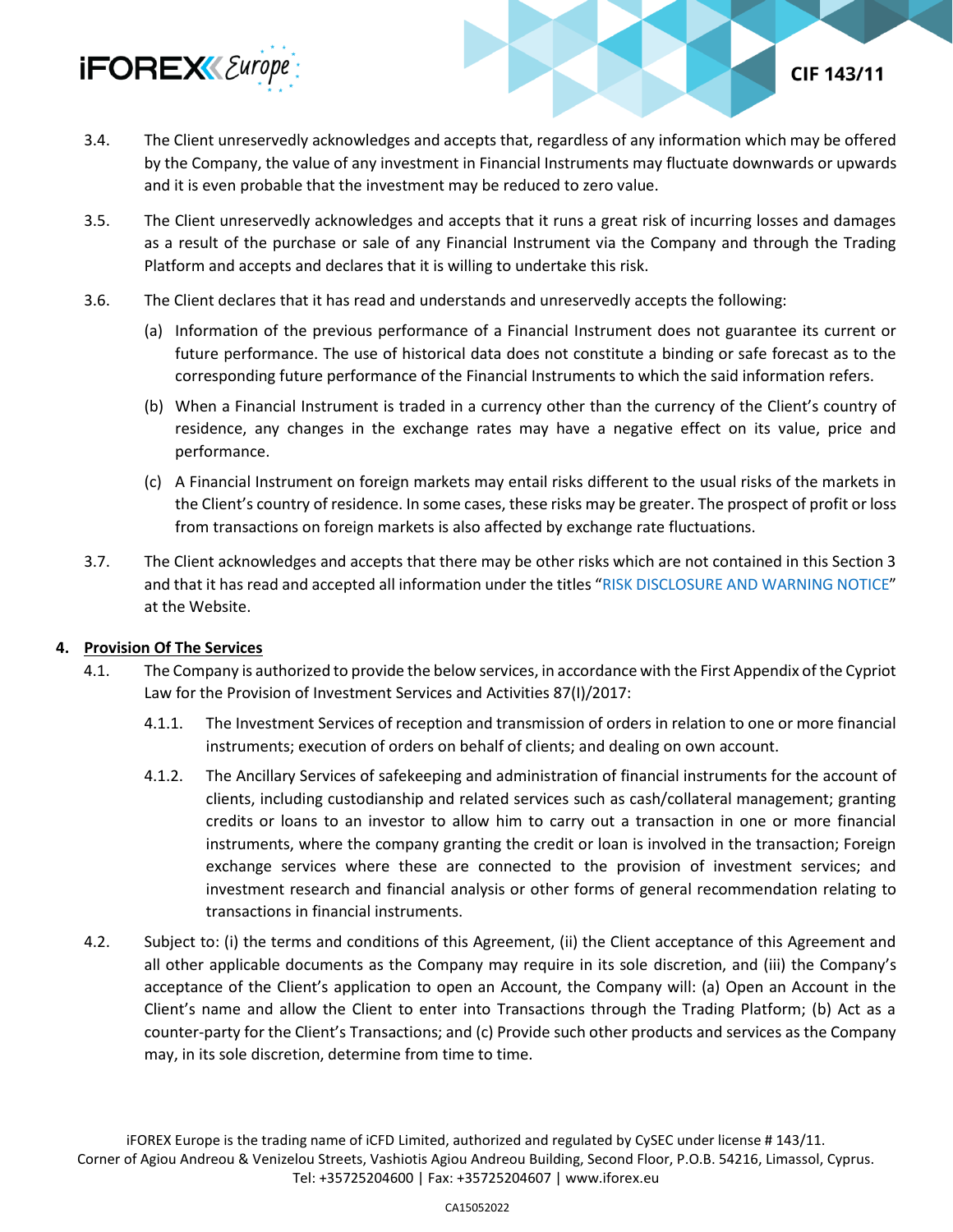3.4. The Client unreservedly acknowledges and accepts that, regardless of any information which may be offered by the Company, the value of any investment in Financial Instruments may fluctuate downwards or upwards and it is even probable that the investment may be reduced to zero value.

3.5. The Client unreservedly acknowledges and accepts that it runs a great risk of incurring losses and damages as a result of the purchase or sale of any Financial Instrument via the Company and through the Trading Platform and accepts and declares that it is willing to undertake this risk.

3.6. The Client declares that it has read and understands and unreservedly accepts the following:

(a) Information of the previous performance of a Financial Instrument does not guarantee its current or future performance. The use of historical data does not constitute a binding or safe forecast as to the corresponding future performance of the Financial Instruments to which the said information refers.

(b) When a Financial Instrument is traded in a currency other than the currency of the Client's country of residence, any changes in the exchange rates may have a negative effect on its value, price and performance.

(c) A Financial Instrument on foreign markets may entail risks different to the usual risks of the markets in the Client's country of residence. In some cases, these risks may be greater. The prospect of profit or loss from transactions on foreign markets is also affected by exchange rate fluctuations.

3.7. The Client acknowledges and accepts that there may be other risks which are not contained in this Section 3 and that it has read and accepted all information under the titles "RISK DISCLOSURE AND WARNING NOTICE" at the Website.

## 4. Provision Of The Services

4.1. The Company is authorized to provide the below services, in accordance with the First Appendix of the Cypriot Law for the Provision of Investment Services and Activities 87(I)/2017:

4.1.1. The Investment Services of reception and transmission of orders in relation to one or more financial instruments; execution of orders on behalf of clients; and dealing on own account.

4.1.2. The Ancillary Services of safekeeping and administration of financial instruments for the account of clients, including custodianship and related services such as cash/collateral management; granting credits or loans to an investor to allow him to carry out a transaction in one or more financial instruments, where the company granting the credit or loan is involved in the transaction; Foreign exchange services where these are connected to the provision of investment services; and investment research and financial analysis or other forms of general recommendation relating to transactions in financial instruments.

4.2. Subject to: (i) the terms and conditions of this Agreement, (ii) the Client acceptance of this Agreement and all other applicable documents as the Company may require in its sole discretion, and (iii) the Company's acceptance of the Client's application to open an Account, the Company will: (a) Open an Account in the Client's name and allow the Client to enter into Transactions through the Trading Platform; (b) Act as a counter-party for the Client's Transactions; and (c) Provide such other products and services as the Company may, in its sole discretion, determine from time to time.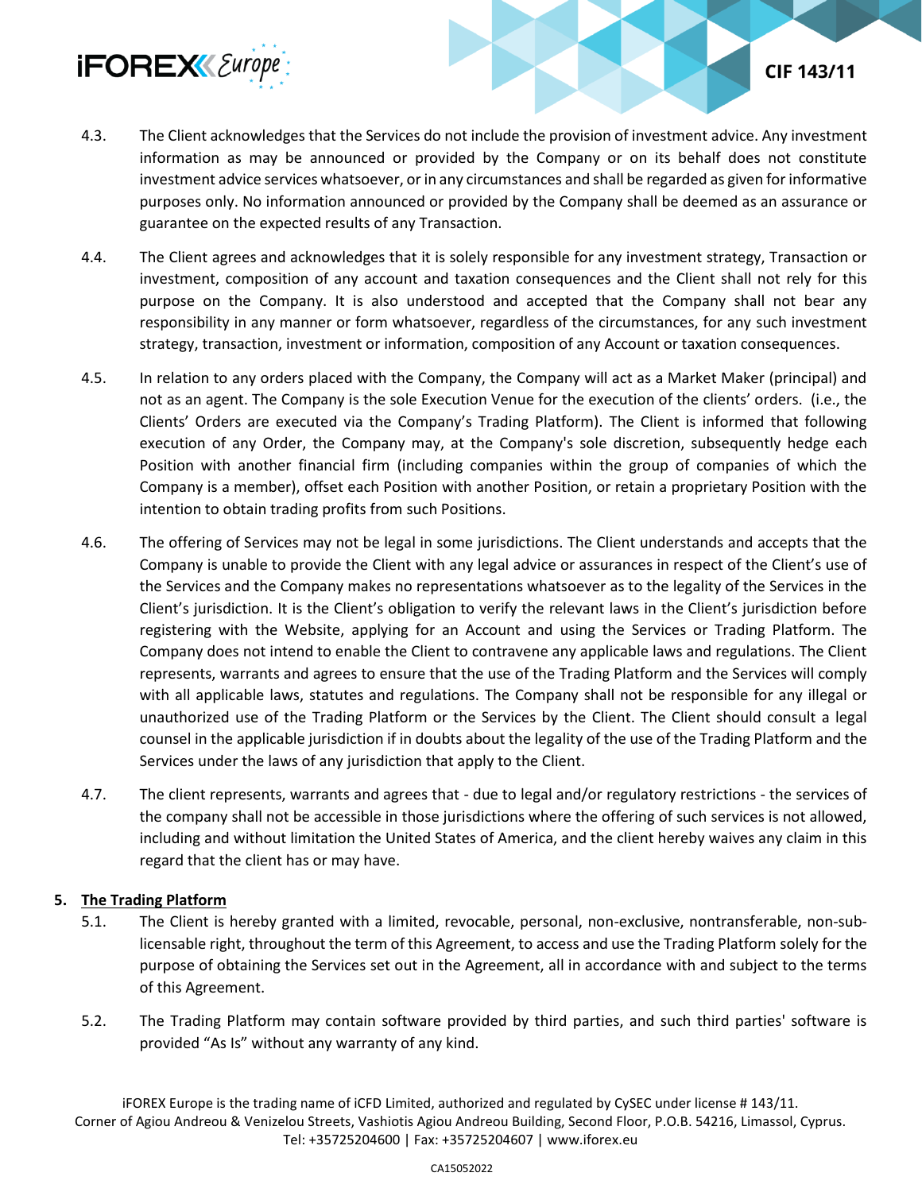4.3. The Client acknowledges that the Services do not include the provision of investment advice. Any investment information as may be announced or provided by the Company or on its behalf does not constitute investment advice services whatsoever, or in any circumstances and shall be regarded as given for informative purposes only. No information announced or provided by the Company shall be deemed as an assurance or guarantee on the expected results of any Transaction.

4.4. The Client agrees and acknowledges that it is solely responsible for any investment strategy, Transaction or investment, composition of any account and taxation consequences and the Client shall not rely for this purpose on the Company. It is also understood and accepted that the Company shall not bear any responsibility in any manner or form whatsoever, regardless of the circumstances, for any such investment strategy, transaction, investment or information, composition of any Account or taxation consequences.

4.5. In relation to any orders placed with the Company, the Company will act as a Market Maker (principal) and not as an agent. The Company is the sole Execution Venue for the execution of the clients' orders. (i.e., the Clients' Orders are executed via the Company's Trading Platform). The Client is informed that following execution of any Order, the Company may, at the Company's sole discretion, subsequently hedge each Position with another financial firm (including companies within the group of companies of which the Company is a member), offset each Position with another Position, or retain a proprietary Position with the intention to obtain trading profits from such Positions.

4.6. The offering of Services may not be legal in some jurisdictions. The Client understands and accepts that the Company is unable to provide the Client with any legal advice or assurances in respect of the Client's use of the Services and the Company makes no representations whatsoever as to the legality of the Services in the Client's jurisdiction. It is the Client's obligation to verify the relevant laws in the Client's jurisdiction before registering with the Website, applying for an Account and using the Services or Trading Platform. The Company does not intend to enable the Client to contravene any applicable laws and regulations. The Client represents, warrants and agrees to ensure that the use of the Trading Platform and the Services will comply with all applicable laws, statutes and regulations. The Company shall not be responsible for any illegal or unauthorized use of the Trading Platform or the Services by the Client. The Client should consult a legal counsel in the applicable jurisdiction if in doubts about the legality of the use of the Trading Platform and the Services under the laws of any jurisdiction that apply to the Client.

4.7. The client represents, warrants and agrees that - due to legal and/or regulatory restrictions - the services of the company shall not be accessible in those jurisdictions where the offering of such services is not allowed, including and without limitation the United States of America, and the client hereby waives any claim in this regard that the client has or may have.

## 5. The Trading Platform

5.1. The Client is hereby granted with a limited, revocable, personal, non-exclusive, nontransferable, non-sub-licensable right, throughout the term of this Agreement, to access and use the Trading Platform solely for the purpose of obtaining the Services set out in the Agreement, all in accordance with and subject to the terms of this Agreement.

5.2. The Trading Platform may contain software provided by third parties, and such third parties' software is provided "As Is" without any warranty of any kind.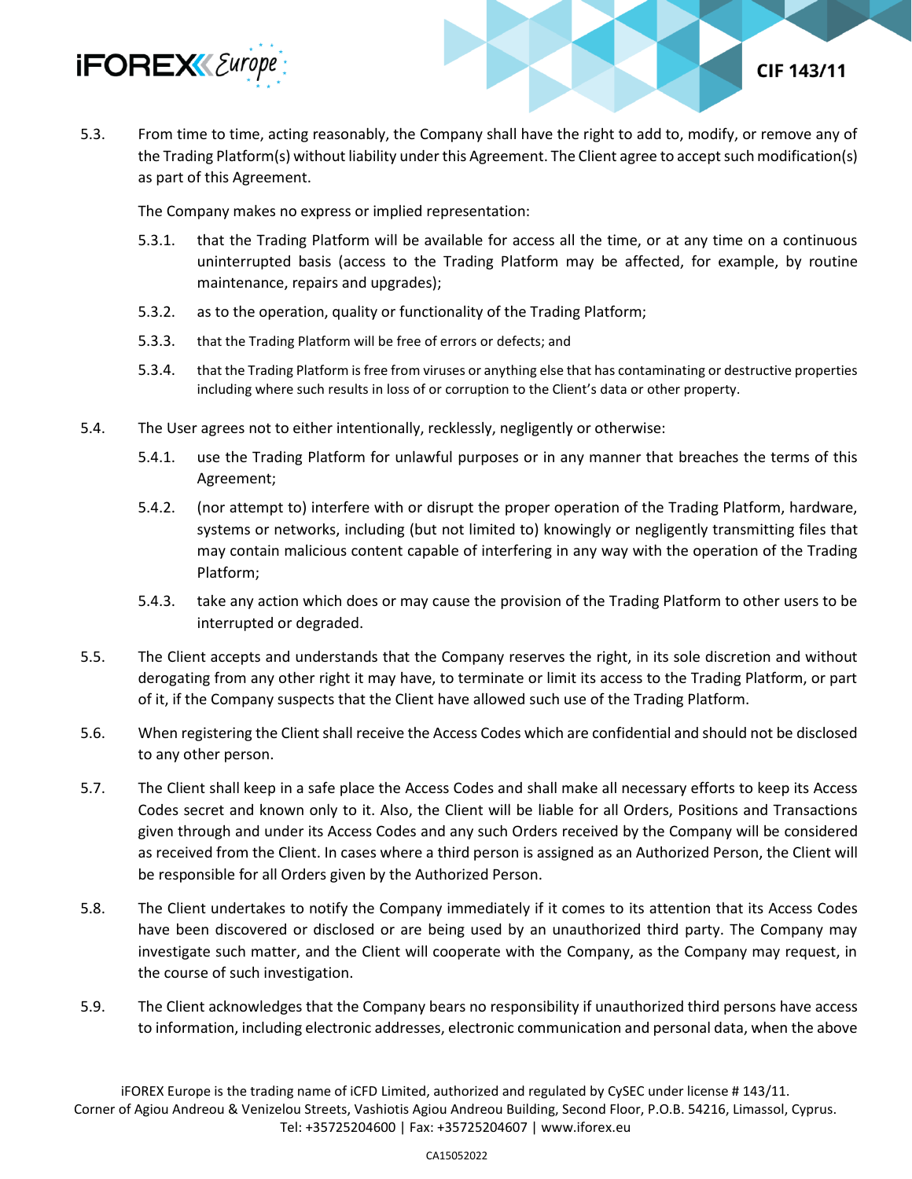5.3. From time to time, acting reasonably, the Company shall have the right to add to, modify, or remove any of the Trading Platform(s) without liability under this Agreement. The Client agree to accept such modification(s) as part of this Agreement.

The Company makes no express or implied representation:

5.3.1. that the Trading Platform will be available for access all the time, or at any time on a continuous uninterrupted basis (access to the Trading Platform may be affected, for example, by routine maintenance, repairs and upgrades);

5.3.2. as to the operation, quality or functionality of the Trading Platform;

5.3.3. that the Trading Platform will be free of errors or defects; and

5.3.4. that the Trading Platform is free from viruses or anything else that has contaminating or destructive properties including where such results in loss of or corruption to the Client's data or other property.

5.4. The User agrees not to either intentionally, recklessly, negligently or otherwise:

5.4.1. use the Trading Platform for unlawful purposes or in any manner that breaches the terms of this Agreement;

5.4.2. (nor attempt to) interfere with or disrupt the proper operation of the Trading Platform, hardware, systems or networks, including (but not limited to) knowingly or negligently transmitting files that may contain malicious content capable of interfering in any way with the operation of the Trading Platform;

5.4.3. take any action which does or may cause the provision of the Trading Platform to other users to be interrupted or degraded.

5.5. The Client accepts and understands that the Company reserves the right, in its sole discretion and without derogating from any other right it may have, to terminate or limit its access to the Trading Platform, or part of it, if the Company suspects that the Client have allowed such use of the Trading Platform.

5.6. When registering the Client shall receive the Access Codes which are confidential and should not be disclosed to any other person.

5.7. The Client shall keep in a safe place the Access Codes and shall make all necessary efforts to keep its Access Codes secret and known only to it. Also, the Client will be liable for all Orders, Positions and Transactions given through and under its Access Codes and any such Orders received by the Company will be considered as received from the Client. In cases where a third person is assigned as an Authorized Person, the Client will be responsible for all Orders given by the Authorized Person.

5.8. The Client undertakes to notify the Company immediately if it comes to its attention that its Access Codes have been discovered or disclosed or are being used by an unauthorized third party. The Company may investigate such matter, and the Client will cooperate with the Company, as the Company may request, in the course of such investigation.

5.9. The Client acknowledges that the Company bears no responsibility if unauthorized third persons have access to information, including electronic addresses, electronic communication and personal data, when the above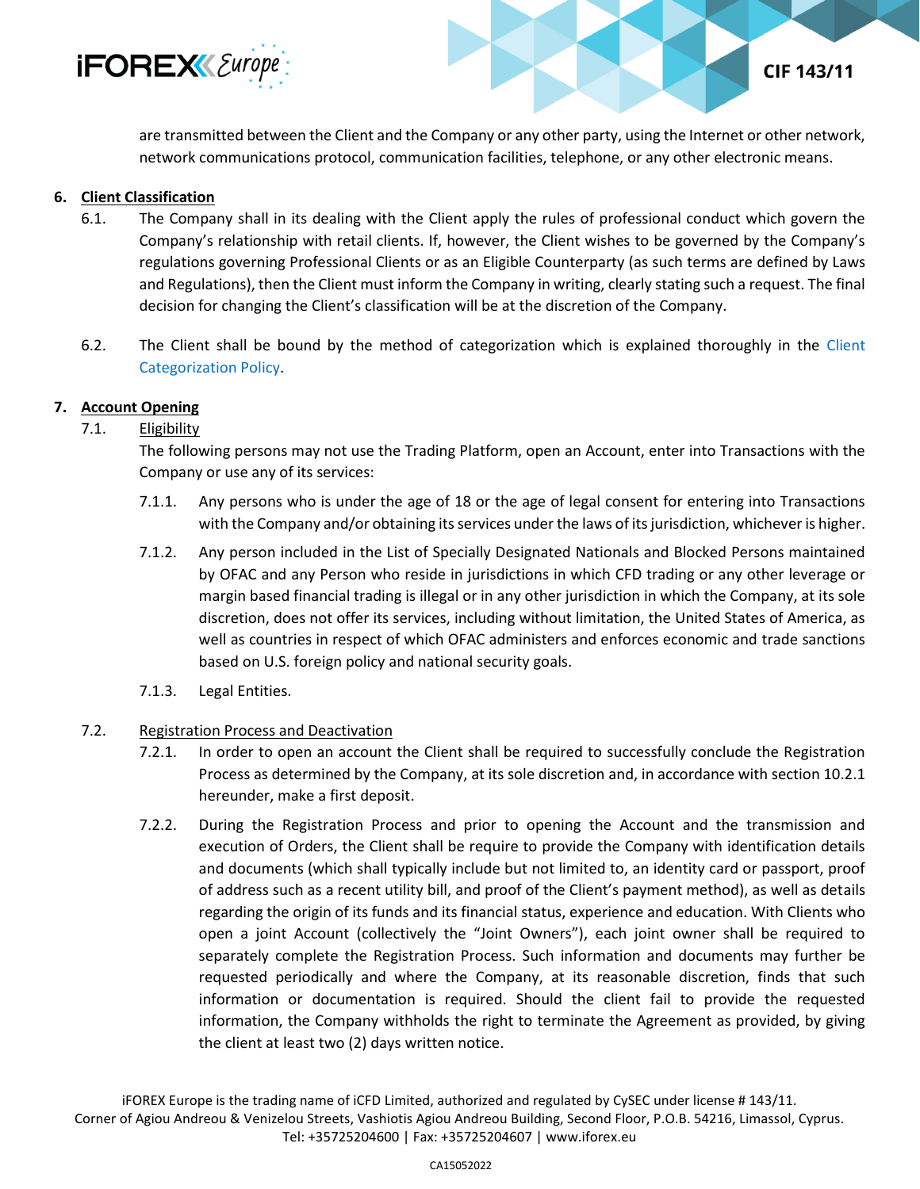are transmitted between the Client and the Company or any other party, using the Internet or other network, network communications protocol, communication facilities, telephone, or any other electronic means.

## 6. Client Classification

6.1. The Company shall in its dealing with the Client apply the rules of professional conduct which govern the Company's relationship with retail clients. If, however, the Client wishes to be governed by the Company's regulations governing Professional Clients or as an Eligible Counterparty (as such terms are defined by Laws and Regulations), then the Client must inform the Company in writing, clearly stating such a request. The final decision for changing the Client's classification will be at the discretion of the Company.

6.2. The Client shall be bound by the method of categorization which is explained thoroughly in the Client Categorization Policy.

## 7. Account Opening

7.1. Eligibility

The following persons may not use the Trading Platform, open an Account, enter into Transactions with the Company or use any of its services:

7.1.1. Any persons who is under the age of 18 or the age of legal consent for entering into Transactions with the Company and/or obtaining its services under the laws of its jurisdiction, whichever is higher.

7.1.2. Any person included in the List of Specially Designated Nationals and Blocked Persons maintained by OFAC and any Person who reside in jurisdictions in which CFD trading or any other leverage or margin based financial trading is illegal or in any other jurisdiction in which the Company, at its sole discretion, does not offer its services, including without limitation, the United States of America, as well as countries in respect of which OFAC administers and enforces economic and trade sanctions based on U.S. foreign policy and national security goals.

7.1.3. Legal Entities.

7.2. Registration Process and Deactivation

7.2.1. In order to open an account the Client shall be required to successfully conclude the Registration Process as determined by the Company, at its sole discretion and, in accordance with section 10.2.1 hereunder, make a first deposit.

7.2.2. During the Registration Process and prior to opening the Account and the transmission and execution of Orders, the Client shall be require to provide the Company with identification details and documents (which shall typically include but not limited to, an identity card or passport, proof of address such as a recent utility bill, and proof of the Client's payment method), as well as details regarding the origin of its funds and its financial status, experience and education. With Clients who open a joint Account (collectively the "Joint Owners"), each joint owner shall be required to separately complete the Registration Process. Such information and documents may further be requested periodically and where the Company, at its reasonable discretion, finds that such information or documentation is required. Should the client fail to provide the requested information, the Company withholds the right to terminate the Agreement as provided, by giving the client at least two (2) days written notice.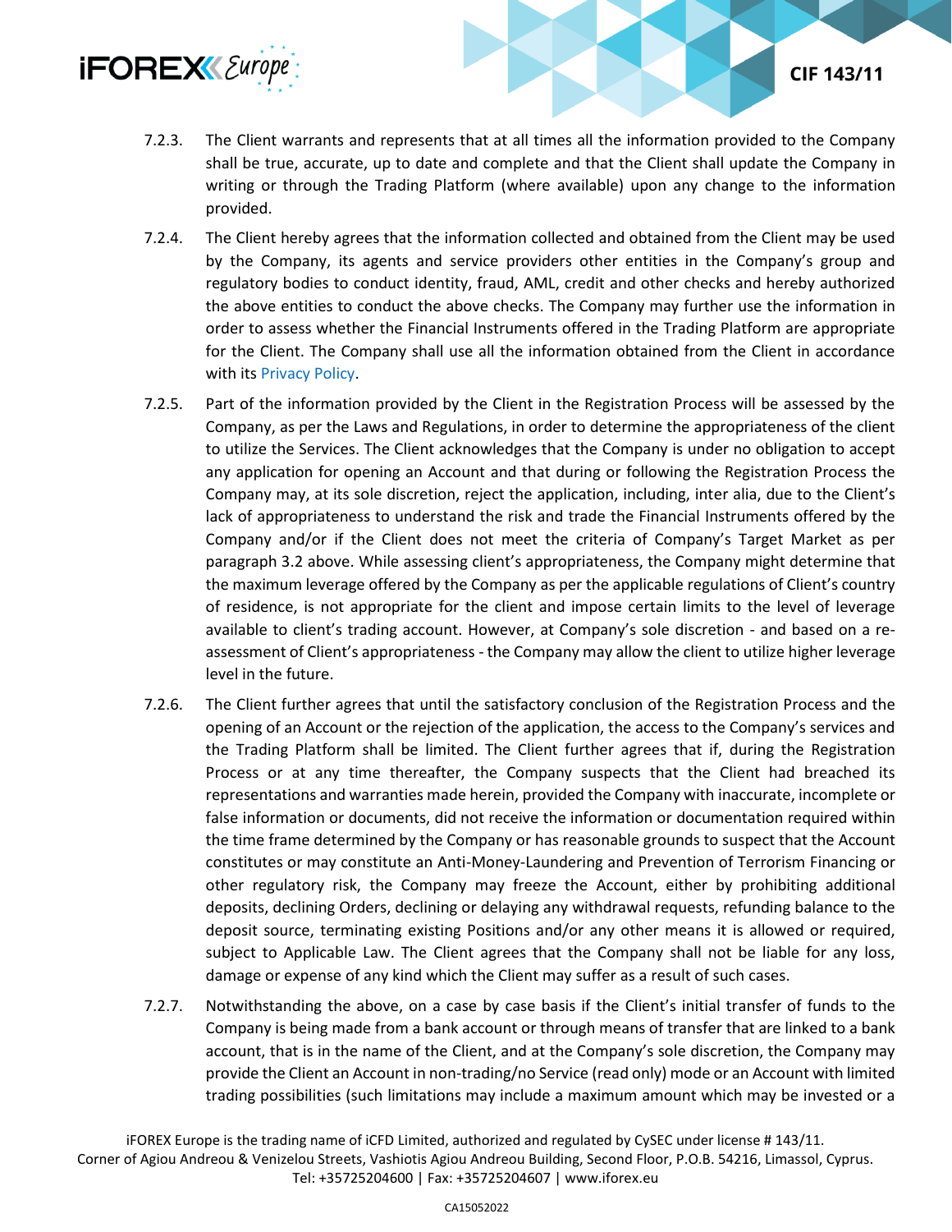7.2.3. The Client warrants and represents that at all times all the information provided to the Company shall be true, accurate, up to date and complete and that the Client shall update the Company in writing or through the Trading Platform (where available) upon any change to the information provided.

7.2.4. The Client hereby agrees that the information collected and obtained from the Client may be used by the Company, its agents and service providers other entities in the Company's group and regulatory bodies to conduct identity, fraud, AML, credit and other checks and hereby authorized the above entities to conduct the above checks. The Company may further use the information in order to assess whether the Financial Instruments offered in the Trading Platform are appropriate for the Client. The Company shall use all the information obtained from the Client in accordance with its Privacy Policy.

7.2.5. Part of the information provided by the Client in the Registration Process will be assessed by the Company, as per the Laws and Regulations, in order to determine the appropriateness of the client to utilize the Services. The Client acknowledges that the Company is under no obligation to accept any application for opening an Account and that during or following the Registration Process the Company may, at its sole discretion, reject the application, including, inter alia, due to the Client's lack of appropriateness to understand the risk and trade the Financial Instruments offered by the Company and/or if the Client does not meet the criteria of Company's Target Market as per paragraph 3.2 above. While assessing client's appropriateness, the Company might determine that the maximum leverage offered by the Company as per the applicable regulations of Client's country of residence, is not appropriate for the client and impose certain limits to the level of leverage available to client's trading account. However, at Company's sole discretion - and based on a re-assessment of Client's appropriateness - the Company may allow the client to utilize higher leverage level in the future.

7.2.6. The Client further agrees that until the satisfactory conclusion of the Registration Process and the opening of an Account or the rejection of the application, the access to the Company's services and the Trading Platform shall be limited. The Client further agrees that if, during the Registration Process or at any time thereafter, the Company suspects that the Client had breached its representations and warranties made herein, provided the Company with inaccurate, incomplete or false information or documents, did not receive the information or documentation required within the time frame determined by the Company or has reasonable grounds to suspect that the Account constitutes or may constitute an Anti-Money-Laundering and Prevention of Terrorism Financing or other regulatory risk, the Company may freeze the Account, either by prohibiting additional deposits, declining Orders, declining or delaying any withdrawal requests, refunding balance to the deposit source, terminating existing Positions and/or any other means it is allowed or required, subject to Applicable Law. The Client agrees that the Company shall not be liable for any loss, damage or expense of any kind which the Client may suffer as a result of such cases.

7.2.7. Notwithstanding the above, on a case by case basis if the Client's initial transfer of funds to the Company is being made from a bank account or through means of transfer that are linked to a bank account, that is in the name of the Client, and at the Company's sole discretion, the Company may provide the Client an Account in non-trading/no Service (read only) mode or an Account with limited trading possibilities (such limitations may include a maximum amount which may be invested or a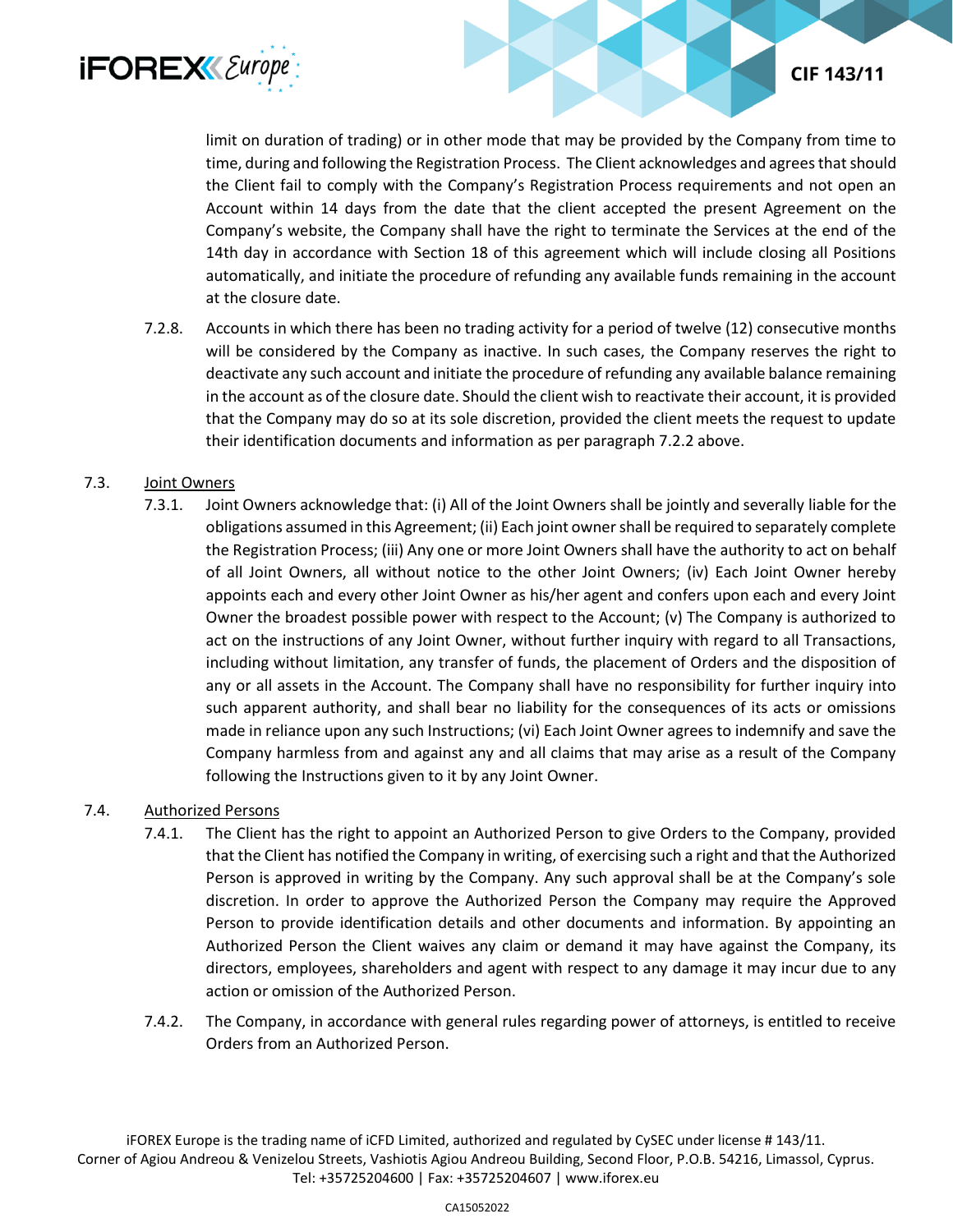limit on duration of trading) or in other mode that may be provided by the Company from time to time, during and following the Registration Process. The Client acknowledges and agrees that should the Client fail to comply with the Company's Registration Process requirements and not open an Account within 14 days from the date that the client accepted the present Agreement on the Company's website, the Company shall have the right to terminate the Services at the end of the 14th day in accordance with Section 18 of this agreement which will include closing all Positions automatically, and initiate the procedure of refunding any available funds remaining in the account at the closure date.

7.2.8. Accounts in which there has been no trading activity for a period of twelve (12) consecutive months will be considered by the Company as inactive. In such cases, the Company reserves the right to deactivate any such account and initiate the procedure of refunding any available balance remaining in the account as of the closure date. Should the client wish to reactivate their account, it is provided that the Company may do so at its sole discretion, provided the client meets the request to update their identification documents and information as per paragraph 7.2.2 above.

7.3. Joint Owners

7.3.1. Joint Owners acknowledge that: (i) All of the Joint Owners shall be jointly and severally liable for the obligations assumed in this Agreement; (ii) Each joint owner shall be required to separately complete the Registration Process; (iii) Any one or more Joint Owners shall have the authority to act on behalf of all Joint Owners, all without notice to the other Joint Owners; (iv) Each Joint Owner hereby appoints each and every other Joint Owner as his/her agent and confers upon each and every Joint Owner the broadest possible power with respect to the Account; (v) The Company is authorized to act on the instructions of any Joint Owner, without further inquiry with regard to all Transactions, including without limitation, any transfer of funds, the placement of Orders and the disposition of any or all assets in the Account. The Company shall have no responsibility for further inquiry into such apparent authority, and shall bear no liability for the consequences of its acts or omissions made in reliance upon any such Instructions; (vi) Each Joint Owner agrees to indemnify and save the Company harmless from and against any and all claims that may arise as a result of the Company following the Instructions given to it by any Joint Owner.

7.4. Authorized Persons

7.4.1. The Client has the right to appoint an Authorized Person to give Orders to the Company, provided that the Client has notified the Company in writing, of exercising such a right and that the Authorized Person is approved in writing by the Company. Any such approval shall be at the Company's sole discretion. In order to approve the Authorized Person the Company may require the Approved Person to provide identification details and other documents and information. By appointing an Authorized Person the Client waives any claim or demand it may have against the Company, its directors, employees, shareholders and agent with respect to any damage it may incur due to any action or omission of the Authorized Person.

7.4.2. The Company, in accordance with general rules regarding power of attorneys, is entitled to receive Orders from an Authorized Person.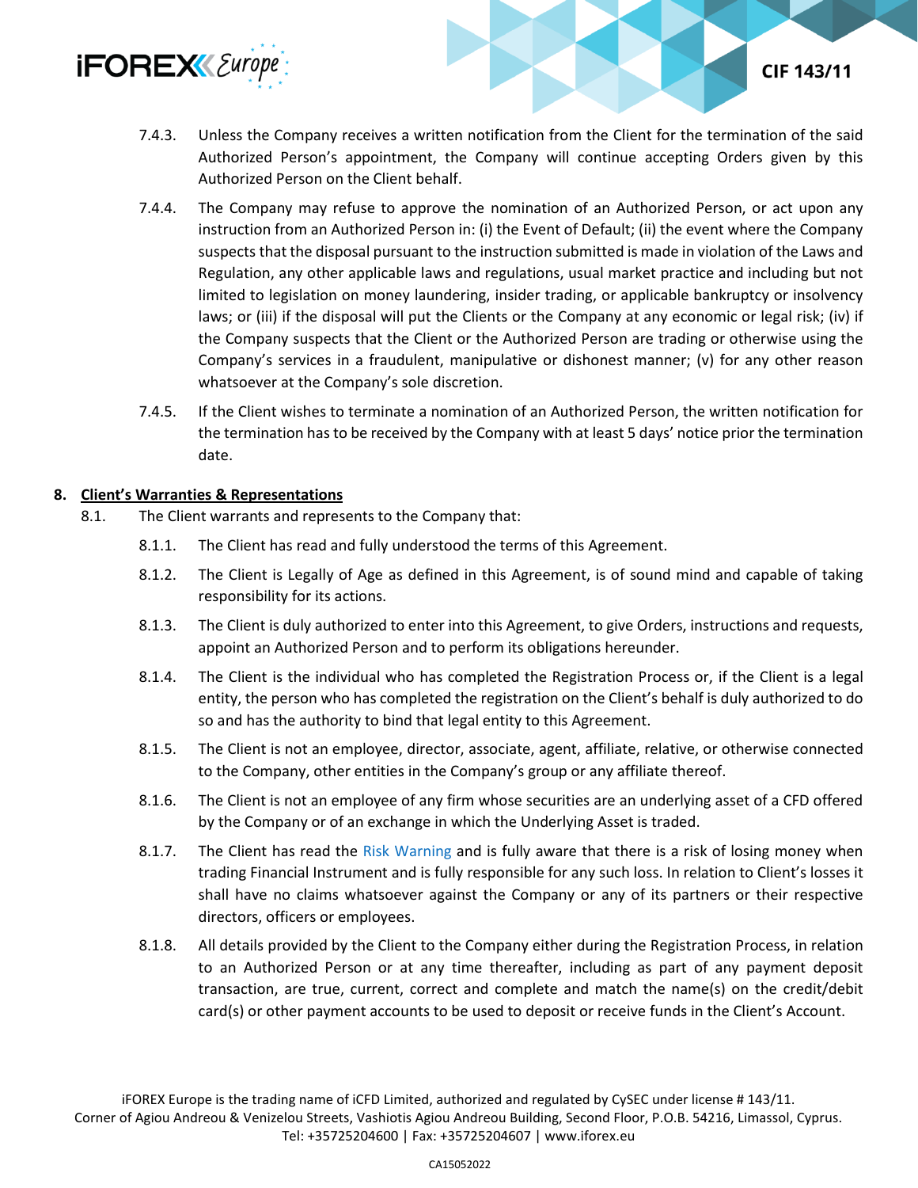7.4.3. Unless the Company receives a written notification from the Client for the termination of the said Authorized Person's appointment, the Company will continue accepting Orders given by this Authorized Person on the Client behalf.

7.4.4. The Company may refuse to approve the nomination of an Authorized Person, or act upon any instruction from an Authorized Person in: (i) the Event of Default; (ii) the event where the Company suspects that the disposal pursuant to the instruction submitted is made in violation of the Laws and Regulation, any other applicable laws and regulations, usual market practice and including but not limited to legislation on money laundering, insider trading, or applicable bankruptcy or insolvency laws; or (iii) if the disposal will put the Clients or the Company at any economic or legal risk; (iv) if the Company suspects that the Client or the Authorized Person are trading or otherwise using the Company's services in a fraudulent, manipulative or dishonest manner; (v) for any other reason whatsoever at the Company's sole discretion.

7.4.5. If the Client wishes to terminate a nomination of an Authorized Person, the written notification for the termination has to be received by the Company with at least 5 days' notice prior the termination date.

## 8. Client's Warranties & Representations

8.1. The Client warrants and represents to the Company that:

8.1.1. The Client has read and fully understood the terms of this Agreement.

8.1.2. The Client is Legally of Age as defined in this Agreement, is of sound mind and capable of taking responsibility for its actions.

8.1.3. The Client is duly authorized to enter into this Agreement, to give Orders, instructions and requests, appoint an Authorized Person and to perform its obligations hereunder.

8.1.4. The Client is the individual who has completed the Registration Process or, if the Client is a legal entity, the person who has completed the registration on the Client's behalf is duly authorized to do so and has the authority to bind that legal entity to this Agreement.

8.1.5. The Client is not an employee, director, associate, agent, affiliate, relative, or otherwise connected to the Company, other entities in the Company's group or any affiliate thereof.

8.1.6. The Client is not an employee of any firm whose securities are an underlying asset of a CFD offered by the Company or of an exchange in which the Underlying Asset is traded.

8.1.7. The Client has read the Risk Warning and is fully aware that there is a risk of losing money when trading Financial Instrument and is fully responsible for any such loss. In relation to Client's losses it shall have no claims whatsoever against the Company or any of its partners or their respective directors, officers or employees.

8.1.8. All details provided by the Client to the Company either during the Registration Process, in relation to an Authorized Person or at any time thereafter, including as part of any payment deposit transaction, are true, current, correct and complete and match the name(s) on the credit/debit card(s) or other payment accounts to be used to deposit or receive funds in the Client's Account.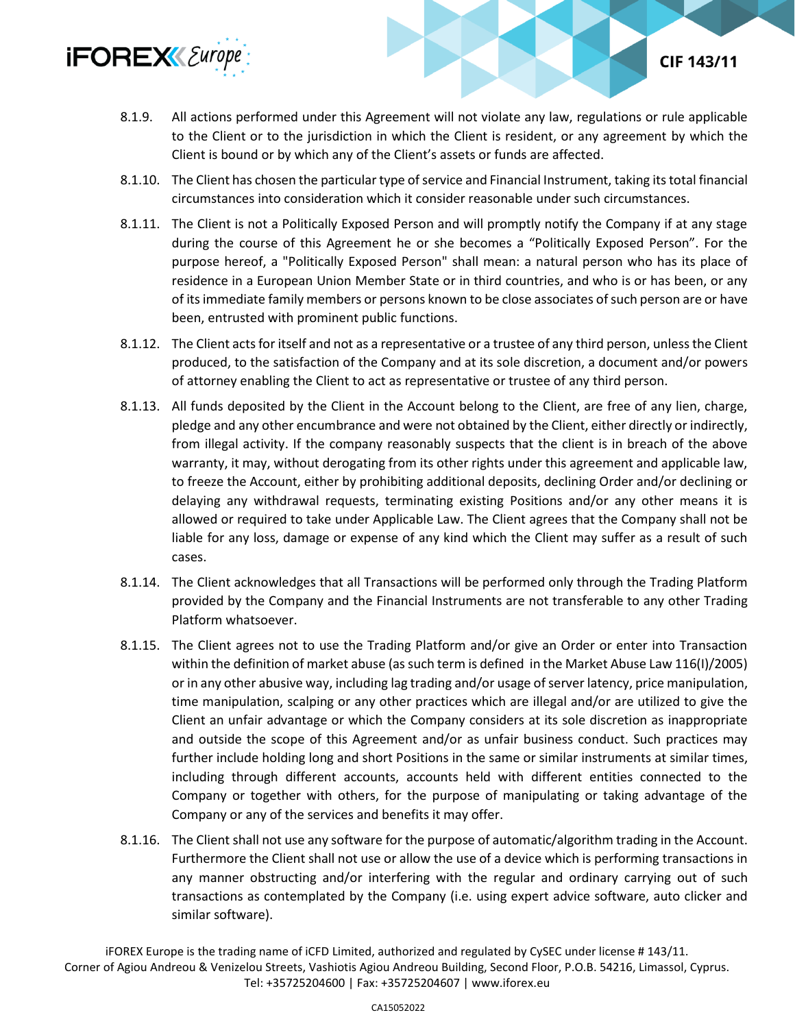8.1.9. All actions performed under this Agreement will not violate any law, regulations or rule applicable to the Client or to the jurisdiction in which the Client is resident, or any agreement by which the Client is bound or by which any of the Client's assets or funds are affected.

8.1.10. The Client has chosen the particular type of service and Financial Instrument, taking its total financial circumstances into consideration which it consider reasonable under such circumstances.

8.1.11. The Client is not a Politically Exposed Person and will promptly notify the Company if at any stage during the course of this Agreement he or she becomes a "Politically Exposed Person". For the purpose hereof, a "Politically Exposed Person" shall mean: a natural person who has its place of residence in a European Union Member State or in third countries, and who is or has been, or any of its immediate family members or persons known to be close associates of such person are or have been, entrusted with prominent public functions.

8.1.12. The Client acts for itself and not as a representative or a trustee of any third person, unless the Client produced, to the satisfaction of the Company and at its sole discretion, a document and/or powers of attorney enabling the Client to act as representative or trustee of any third person.

8.1.13. All funds deposited by the Client in the Account belong to the Client, are free of any lien, charge, pledge and any other encumbrance and were not obtained by the Client, either directly or indirectly, from illegal activity. If the company reasonably suspects that the client is in breach of the above warranty, it may, without derogating from its other rights under this agreement and applicable law, to freeze the Account, either by prohibiting additional deposits, declining Order and/or declining or delaying any withdrawal requests, terminating existing Positions and/or any other means it is allowed or required to take under Applicable Law. The Client agrees that the Company shall not be liable for any loss, damage or expense of any kind which the Client may suffer as a result of such cases.

8.1.14. The Client acknowledges that all Transactions will be performed only through the Trading Platform provided by the Company and the Financial Instruments are not transferable to any other Trading Platform whatsoever.

8.1.15. The Client agrees not to use the Trading Platform and/or give an Order or enter into Transaction within the definition of market abuse (as such term is defined in the Market Abuse Law 116(I)/2005) or in any other abusive way, including lag trading and/or usage of server latency, price manipulation, time manipulation, scalping or any other practices which are illegal and/or are utilized to give the Client an unfair advantage or which the Company considers at its sole discretion as inappropriate and outside the scope of this Agreement and/or as unfair business conduct. Such practices may further include holding long and short Positions in the same or similar instruments at similar times, including through different accounts, accounts held with different entities connected to the Company or together with others, for the purpose of manipulating or taking advantage of the Company or any of the services and benefits it may offer.

8.1.16. The Client shall not use any software for the purpose of automatic/algorithm trading in the Account. Furthermore the Client shall not use or allow the use of a device which is performing transactions in any manner obstructing and/or interfering with the regular and ordinary carrying out of such transactions as contemplated by the Company (i.e. using expert advice software, auto clicker and similar software).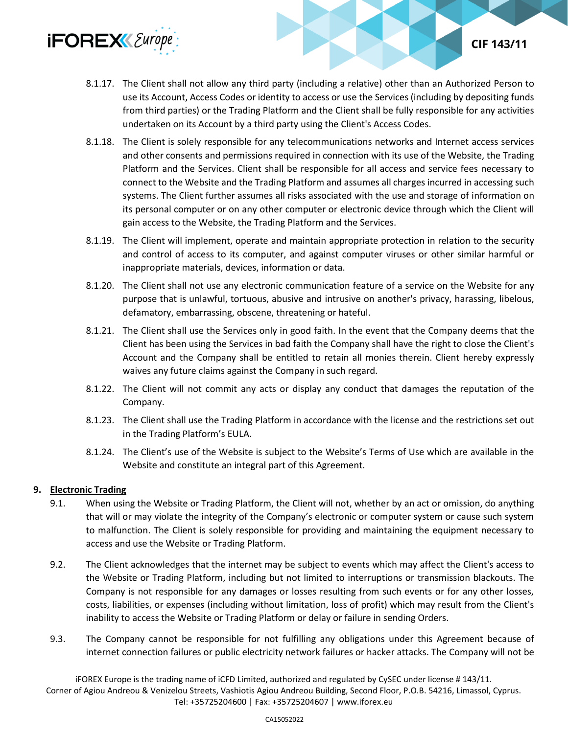8.1.17. The Client shall not allow any third party (including a relative) other than an Authorized Person to use its Account, Access Codes or identity to access or use the Services (including by depositing funds from third parties) or the Trading Platform and the Client shall be fully responsible for any activities undertaken on its Account by a third party using the Client's Access Codes.

8.1.18. The Client is solely responsible for any telecommunications networks and Internet access services and other consents and permissions required in connection with its use of the Website, the Trading Platform and the Services. Client shall be responsible for all access and service fees necessary to connect to the Website and the Trading Platform and assumes all charges incurred in accessing such systems. The Client further assumes all risks associated with the use and storage of information on its personal computer or on any other computer or electronic device through which the Client will gain access to the Website, the Trading Platform and the Services.

8.1.19. The Client will implement, operate and maintain appropriate protection in relation to the security and control of access to its computer, and against computer viruses or other similar harmful or inappropriate materials, devices, information or data.

8.1.20. The Client shall not use any electronic communication feature of a service on the Website for any purpose that is unlawful, tortuous, abusive and intrusive on another's privacy, harassing, libelous, defamatory, embarrassing, obscene, threatening or hateful.

8.1.21. The Client shall use the Services only in good faith. In the event that the Company deems that the Client has been using the Services in bad faith the Company shall have the right to close the Client's Account and the Company shall be entitled to retain all monies therein. Client hereby expressly waives any future claims against the Company in such regard.

8.1.22. The Client will not commit any acts or display any conduct that damages the reputation of the Company.

8.1.23. The Client shall use the Trading Platform in accordance with the license and the restrictions set out in the Trading Platform's EULA.

8.1.24. The Client's use of the Website is subject to the Website's Terms of Use which are available in the Website and constitute an integral part of this Agreement.

## 9. Electronic Trading

9.1. When using the Website or Trading Platform, the Client will not, whether by an act or omission, do anything that will or may violate the integrity of the Company's electronic or computer system or cause such system to malfunction. The Client is solely responsible for providing and maintaining the equipment necessary to access and use the Website or Trading Platform.

9.2. The Client acknowledges that the internet may be subject to events which may affect the Client's access to the Website or Trading Platform, including but not limited to interruptions or transmission blackouts. The Company is not responsible for any damages or losses resulting from such events or for any other losses, costs, liabilities, or expenses (including without limitation, loss of profit) which may result from the Client's inability to access the Website or Trading Platform or delay or failure in sending Orders.

9.3. The Company cannot be responsible for not fulfilling any obligations under this Agreement because of internet connection failures or public electricity network failures or hacker attacks. The Company will not be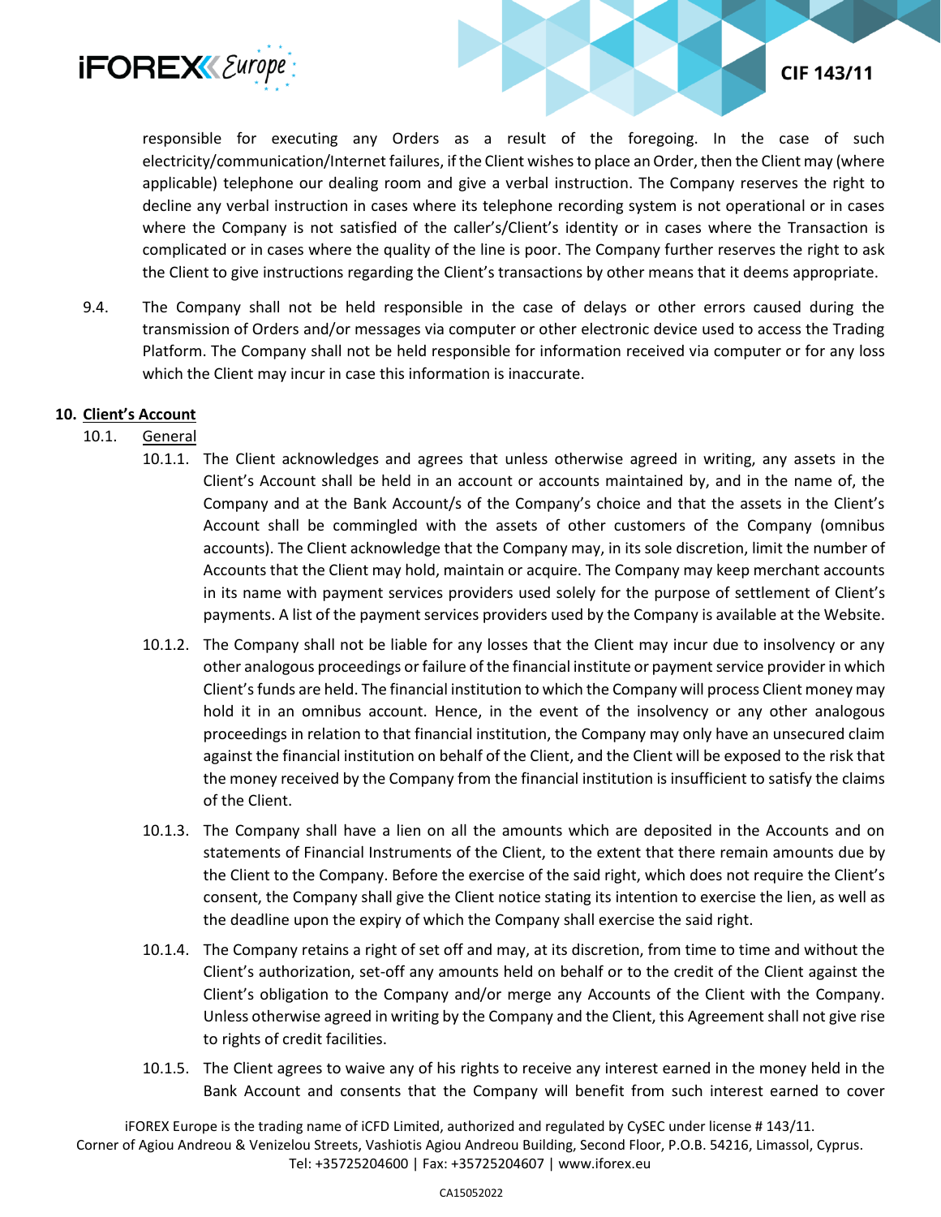responsible for executing any Orders as a result of the foregoing. In the case of such electricity/communication/Internet failures, if the Client wishes to place an Order, then the Client may (where applicable) telephone our dealing room and give a verbal instruction. The Company reserves the right to decline any verbal instruction in cases where its telephone recording system is not operational or in cases where the Company is not satisfied of the caller's/Client's identity or in cases where the Transaction is complicated or in cases where the quality of the line is poor. The Company further reserves the right to ask the Client to give instructions regarding the Client's transactions by other means that it deems appropriate.

9.4. The Company shall not be held responsible in the case of delays or other errors caused during the transmission of Orders and/or messages via computer or other electronic device used to access the Trading Platform. The Company shall not be held responsible for information received via computer or for any loss which the Client may incur in case this information is inaccurate.

## 10. Client's Account

### 10.1. General

10.1.1. The Client acknowledges and agrees that unless otherwise agreed in writing, any assets in the Client's Account shall be held in an account or accounts maintained by, and in the name of, the Company and at the Bank Account/s of the Company's choice and that the assets in the Client's Account shall be commingled with the assets of other customers of the Company (omnibus accounts). The Client acknowledge that the Company may, in its sole discretion, limit the number of Accounts that the Client may hold, maintain or acquire. The Company may keep merchant accounts in its name with payment services providers used solely for the purpose of settlement of Client's payments. A list of the payment services providers used by the Company is available at the Website.

10.1.2. The Company shall not be liable for any losses that the Client may incur due to insolvency or any other analogous proceedings or failure of the financial institute or payment service provider in which Client's funds are held. The financial institution to which the Company will process Client money may hold it in an omnibus account. Hence, in the event of the insolvency or any other analogous proceedings in relation to that financial institution, the Company may only have an unsecured claim against the financial institution on behalf of the Client, and the Client will be exposed to the risk that the money received by the Company from the financial institution is insufficient to satisfy the claims of the Client.

10.1.3. The Company shall have a lien on all the amounts which are deposited in the Accounts and on statements of Financial Instruments of the Client, to the extent that there remain amounts due by the Client to the Company. Before the exercise of the said right, which does not require the Client's consent, the Company shall give the Client notice stating its intention to exercise the lien, as well as the deadline upon the expiry of which the Company shall exercise the said right.

10.1.4. The Company retains a right of set off and may, at its discretion, from time to time and without the Client's authorization, set-off any amounts held on behalf or to the credit of the Client against the Client's obligation to the Company and/or merge any Accounts of the Client with the Company. Unless otherwise agreed in writing by the Company and the Client, this Agreement shall not give rise to rights of credit facilities.

10.1.5. The Client agrees to waive any of his rights to receive any interest earned in the money held in the Bank Account and consents that the Company will benefit from such interest earned to cover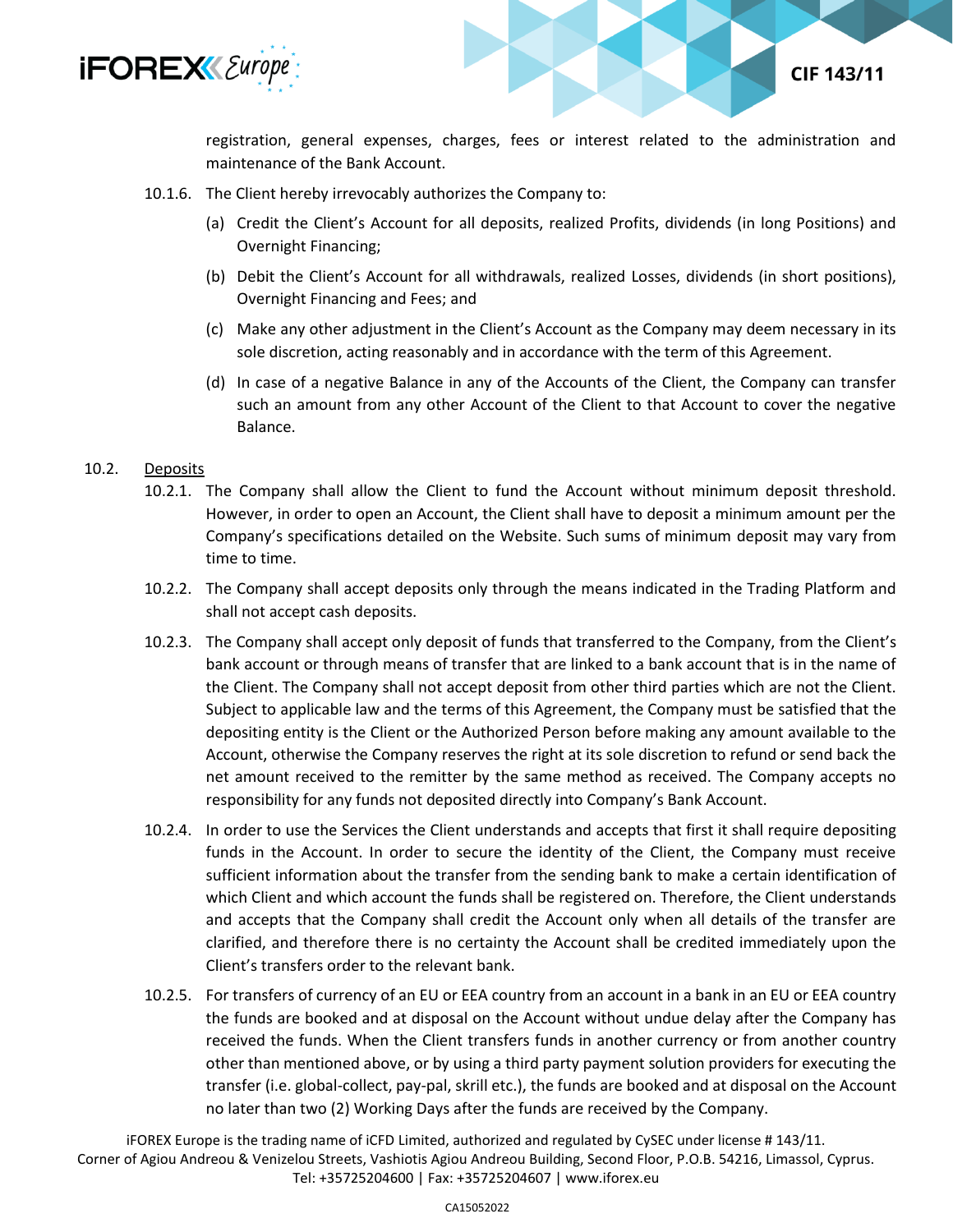registration, general expenses, charges, fees or interest related to the administration and maintenance of the Bank Account.

10.1.6. The Client hereby irrevocably authorizes the Company to:

(a) Credit the Client's Account for all deposits, realized Profits, dividends (in long Positions) and Overnight Financing;

(b) Debit the Client's Account for all withdrawals, realized Losses, dividends (in short positions), Overnight Financing and Fees; and

(c) Make any other adjustment in the Client's Account as the Company may deem necessary in its sole discretion, acting reasonably and in accordance with the term of this Agreement.

(d) In case of a negative Balance in any of the Accounts of the Client, the Company can transfer such an amount from any other Account of the Client to that Account to cover the negative Balance.

10.2. Deposits

10.2.1. The Company shall allow the Client to fund the Account without minimum deposit threshold. However, in order to open an Account, the Client shall have to deposit a minimum amount per the Company's specifications detailed on the Website. Such sums of minimum deposit may vary from time to time.

10.2.2. The Company shall accept deposits only through the means indicated in the Trading Platform and shall not accept cash deposits.

10.2.3. The Company shall accept only deposit of funds that transferred to the Company, from the Client's bank account or through means of transfer that are linked to a bank account that is in the name of the Client. The Company shall not accept deposit from other third parties which are not the Client. Subject to applicable law and the terms of this Agreement, the Company must be satisfied that the depositing entity is the Client or the Authorized Person before making any amount available to the Account, otherwise the Company reserves the right at its sole discretion to refund or send back the net amount received to the remitter by the same method as received. The Company accepts no responsibility for any funds not deposited directly into Company's Bank Account.

10.2.4. In order to use the Services the Client understands and accepts that first it shall require depositing funds in the Account. In order to secure the identity of the Client, the Company must receive sufficient information about the transfer from the sending bank to make a certain identification of which Client and which account the funds shall be registered on. Therefore, the Client understands and accepts that the Company shall credit the Account only when all details of the transfer are clarified, and therefore there is no certainty the Account shall be credited immediately upon the Client's transfers order to the relevant bank.

10.2.5. For transfers of currency of an EU or EEA country from an account in a bank in an EU or EEA country the funds are booked and at disposal on the Account without undue delay after the Company has received the funds. When the Client transfers funds in another currency or from another country other than mentioned above, or by using a third party payment solution providers for executing the transfer (i.e. global-collect, pay-pal, skrill etc.), the funds are booked and at disposal on the Account no later than two (2) Working Days after the funds are received by the Company.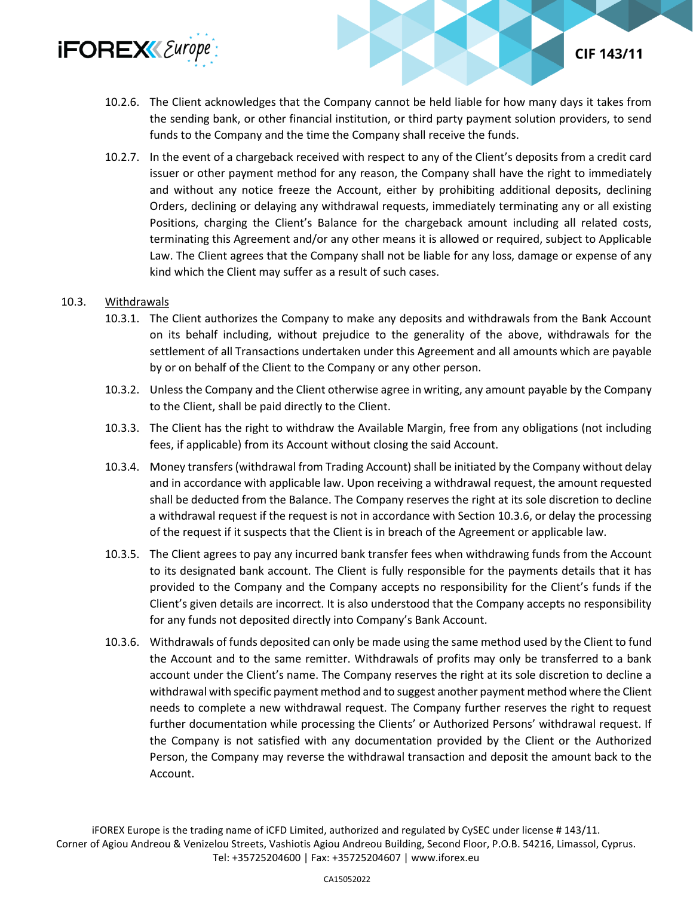10.2.6. The Client acknowledges that the Company cannot be held liable for how many days it takes from the sending bank, or other financial institution, or third party payment solution providers, to send funds to the Company and the time the Company shall receive the funds.

10.2.7. In the event of a chargeback received with respect to any of the Client's deposits from a credit card issuer or other payment method for any reason, the Company shall have the right to immediately and without any notice freeze the Account, either by prohibiting additional deposits, declining Orders, declining or delaying any withdrawal requests, immediately terminating any or all existing Positions, charging the Client's Balance for the chargeback amount including all related costs, terminating this Agreement and/or any other means it is allowed or required, subject to Applicable Law. The Client agrees that the Company shall not be liable for any loss, damage or expense of any kind which the Client may suffer as a result of such cases.

10.3. Withdrawals

10.3.1. The Client authorizes the Company to make any deposits and withdrawals from the Bank Account on its behalf including, without prejudice to the generality of the above, withdrawals for the settlement of all Transactions undertaken under this Agreement and all amounts which are payable by or on behalf of the Client to the Company or any other person.

10.3.2. Unless the Company and the Client otherwise agree in writing, any amount payable by the Company to the Client, shall be paid directly to the Client.

10.3.3. The Client has the right to withdraw the Available Margin, free from any obligations (not including fees, if applicable) from its Account without closing the said Account.

10.3.4. Money transfers (withdrawal from Trading Account) shall be initiated by the Company without delay and in accordance with applicable law. Upon receiving a withdrawal request, the amount requested shall be deducted from the Balance. The Company reserves the right at its sole discretion to decline a withdrawal request if the request is not in accordance with Section 10.3.6, or delay the processing of the request if it suspects that the Client is in breach of the Agreement or applicable law.

10.3.5. The Client agrees to pay any incurred bank transfer fees when withdrawing funds from the Account to its designated bank account. The Client is fully responsible for the payments details that it has provided to the Company and the Company accepts no responsibility for the Client's funds if the Client's given details are incorrect. It is also understood that the Company accepts no responsibility for any funds not deposited directly into Company's Bank Account.

10.3.6. Withdrawals of funds deposited can only be made using the same method used by the Client to fund the Account and to the same remitter. Withdrawals of profits may only be transferred to a bank account under the Client's name. The Company reserves the right at its sole discretion to decline a withdrawal with specific payment method and to suggest another payment method where the Client needs to complete a new withdrawal request. The Company further reserves the right to request further documentation while processing the Clients' or Authorized Persons' withdrawal request. If the Company is not satisfied with any documentation provided by the Client or the Authorized Person, the Company may reverse the withdrawal transaction and deposit the amount back to the Account.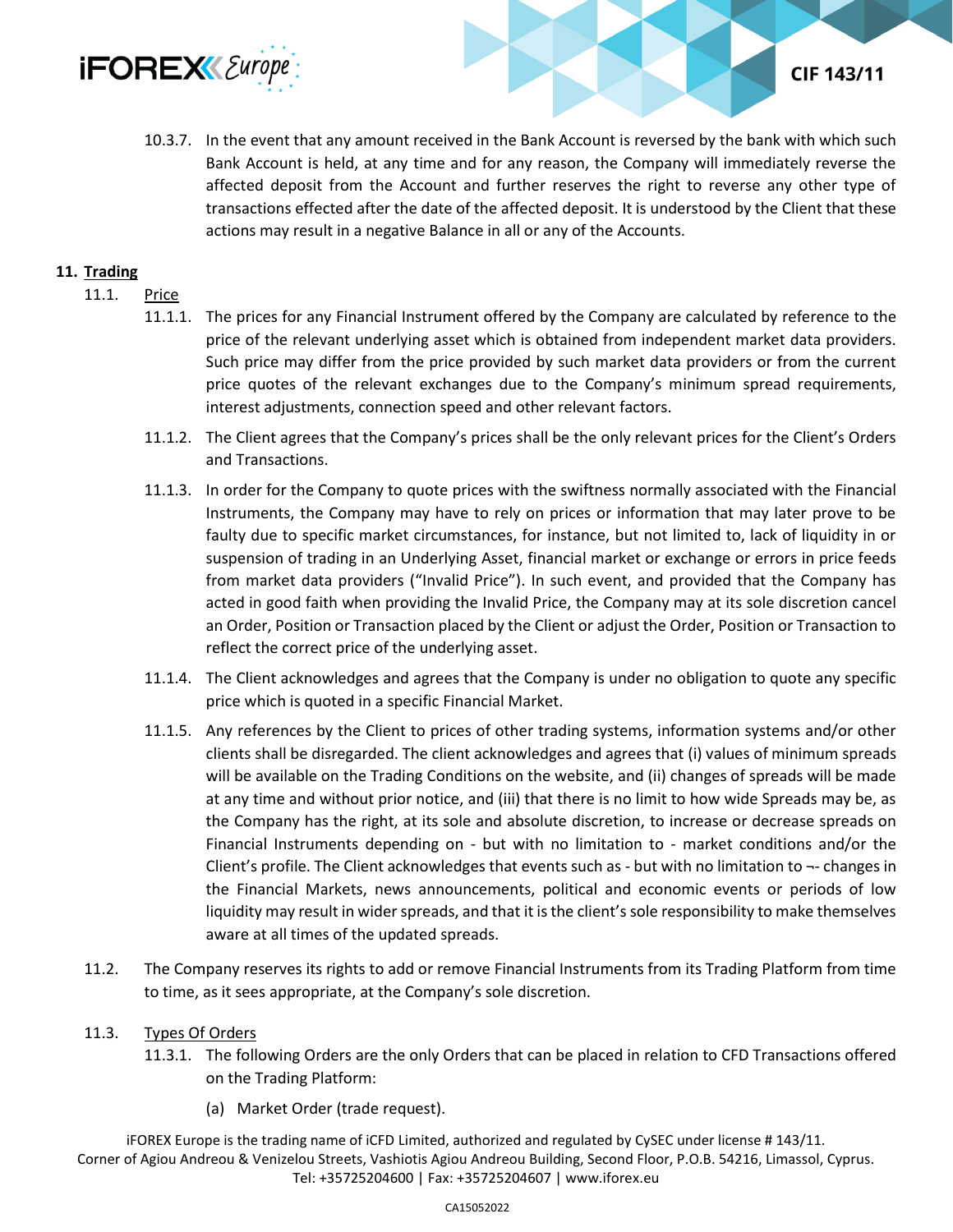10.3.7. In the event that any amount received in the Bank Account is reversed by the bank with which such Bank Account is held, at any time and for any reason, the Company will immediately reverse the affected deposit from the Account and further reserves the right to reverse any other type of transactions effected after the date of the affected deposit. It is understood by the Client that these actions may result in a negative Balance in all or any of the Accounts.

**11. <u>Trading</u>**

11.1. <u>Price</u>

11.1.1. The prices for any Financial Instrument offered by the Company are calculated by reference to the price of the relevant underlying asset which is obtained from independent market data providers. Such price may differ from the price provided by such market data providers or from the current price quotes of the relevant exchanges due to the Company's minimum spread requirements, interest adjustments, connection speed and other relevant factors.

11.1.2. The Client agrees that the Company's prices shall be the only relevant prices for the Client's Orders and Transactions.

11.1.3. In order for the Company to quote prices with the swiftness normally associated with the Financial Instruments, the Company may have to rely on prices or information that may later prove to be faulty due to specific market circumstances, for instance, but not limited to, lack of liquidity in or suspension of trading in an Underlying Asset, financial market or exchange or errors in price feeds from market data providers ("Invalid Price"). In such event, and provided that the Company has acted in good faith when providing the Invalid Price, the Company may at its sole discretion cancel an Order, Position or Transaction placed by the Client or adjust the Order, Position or Transaction to reflect the correct price of the underlying asset.

11.1.4. The Client acknowledges and agrees that the Company is under no obligation to quote any specific price which is quoted in a specific Financial Market.

11.1.5. Any references by the Client to prices of other trading systems, information systems and/or other clients shall be disregarded. The client acknowledges and agrees that (i) values of minimum spreads will be available on the Trading Conditions on the website, and (ii) changes of spreads will be made at any time and without prior notice, and (iii) that there is no limit to how wide Spreads may be, as the Company has the right, at its sole and absolute discretion, to increase or decrease spreads on Financial Instruments depending on - but with no limitation to - market conditions and/or the Client's profile. The Client acknowledges that events such as - but with no limitation to ¬- changes in the Financial Markets, news announcements, political and economic events or periods of low liquidity may result in wider spreads, and that it is the client's sole responsibility to make themselves aware at all times of the updated spreads.

11.2. The Company reserves its rights to add or remove Financial Instruments from its Trading Platform from time to time, as it sees appropriate, at the Company's sole discretion.

11.3. <u>Types Of Orders</u>

11.3.1. The following Orders are the only Orders that can be placed in relation to CFD Transactions offered on the Trading Platform:

(a) Market Order (trade request).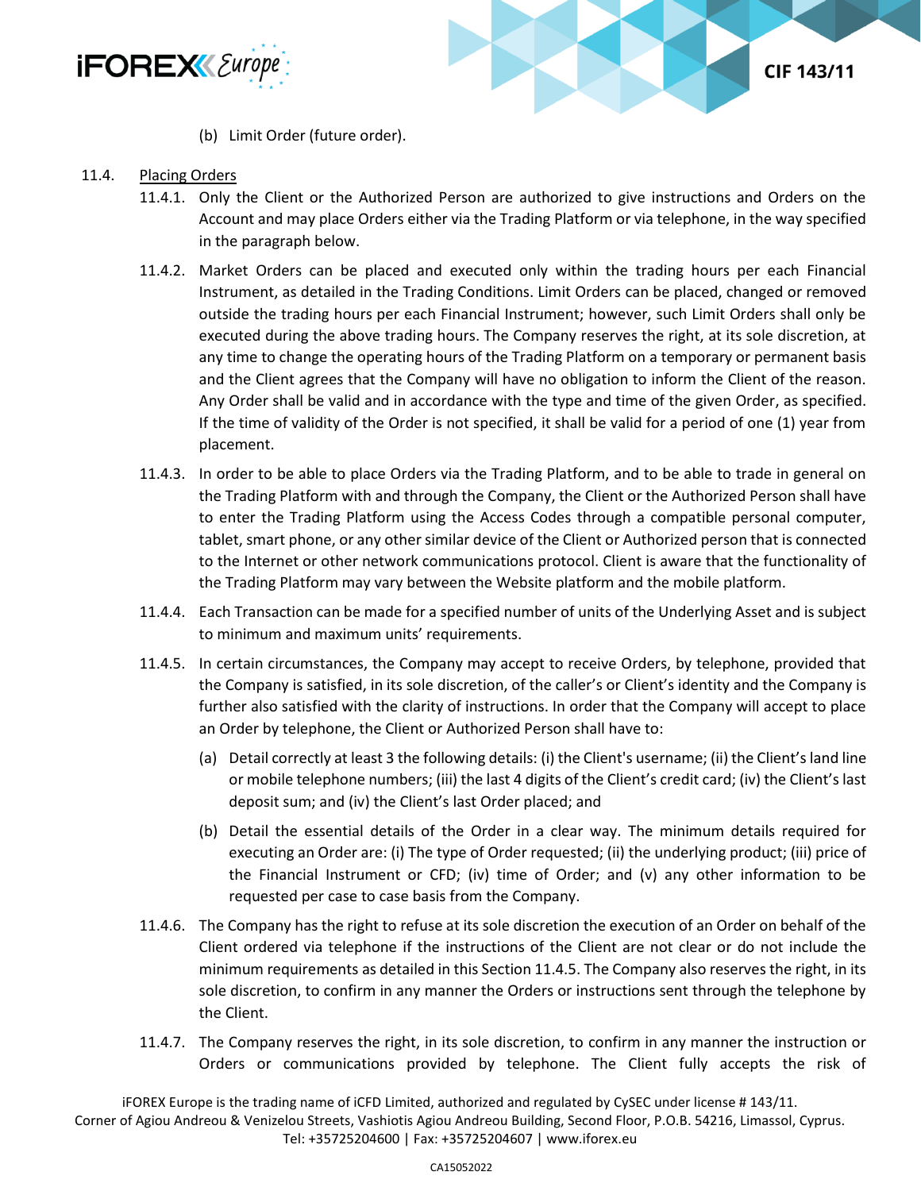(b) Limit Order (future order).

11.4. Placing Orders

11.4.1. Only the Client or the Authorized Person are authorized to give instructions and Orders on the Account and may place Orders either via the Trading Platform or via telephone, in the way specified in the paragraph below.

11.4.2. Market Orders can be placed and executed only within the trading hours per each Financial Instrument, as detailed in the Trading Conditions. Limit Orders can be placed, changed or removed outside the trading hours per each Financial Instrument; however, such Limit Orders shall only be executed during the above trading hours. The Company reserves the right, at its sole discretion, at any time to change the operating hours of the Trading Platform on a temporary or permanent basis and the Client agrees that the Company will have no obligation to inform the Client of the reason. Any Order shall be valid and in accordance with the type and time of the given Order, as specified. If the time of validity of the Order is not specified, it shall be valid for a period of one (1) year from placement.

11.4.3. In order to be able to place Orders via the Trading Platform, and to be able to trade in general on the Trading Platform with and through the Company, the Client or the Authorized Person shall have to enter the Trading Platform using the Access Codes through a compatible personal computer, tablet, smart phone, or any other similar device of the Client or Authorized person that is connected to the Internet or other network communications protocol. Client is aware that the functionality of the Trading Platform may vary between the Website platform and the mobile platform.

11.4.4. Each Transaction can be made for a specified number of units of the Underlying Asset and is subject to minimum and maximum units' requirements.

11.4.5. In certain circumstances, the Company may accept to receive Orders, by telephone, provided that the Company is satisfied, in its sole discretion, of the caller's or Client's identity and the Company is further also satisfied with the clarity of instructions. In order that the Company will accept to place an Order by telephone, the Client or Authorized Person shall have to:

(a) Detail correctly at least 3 the following details: (i) the Client's username; (ii) the Client's land line or mobile telephone numbers; (iii) the last 4 digits of the Client's credit card; (iv) the Client's last deposit sum; and (iv) the Client's last Order placed; and

(b) Detail the essential details of the Order in a clear way. The minimum details required for executing an Order are: (i) The type of Order requested; (ii) the underlying product; (iii) price of the Financial Instrument or CFD; (iv) time of Order; and (v) any other information to be requested per case to case basis from the Company.

11.4.6. The Company has the right to refuse at its sole discretion the execution of an Order on behalf of the Client ordered via telephone if the instructions of the Client are not clear or do not include the minimum requirements as detailed in this Section 11.4.5. The Company also reserves the right, in its sole discretion, to confirm in any manner the Orders or instructions sent through the telephone by the Client.

11.4.7. The Company reserves the right, in its sole discretion, to confirm in any manner the instruction or Orders or communications provided by telephone. The Client fully accepts the risk of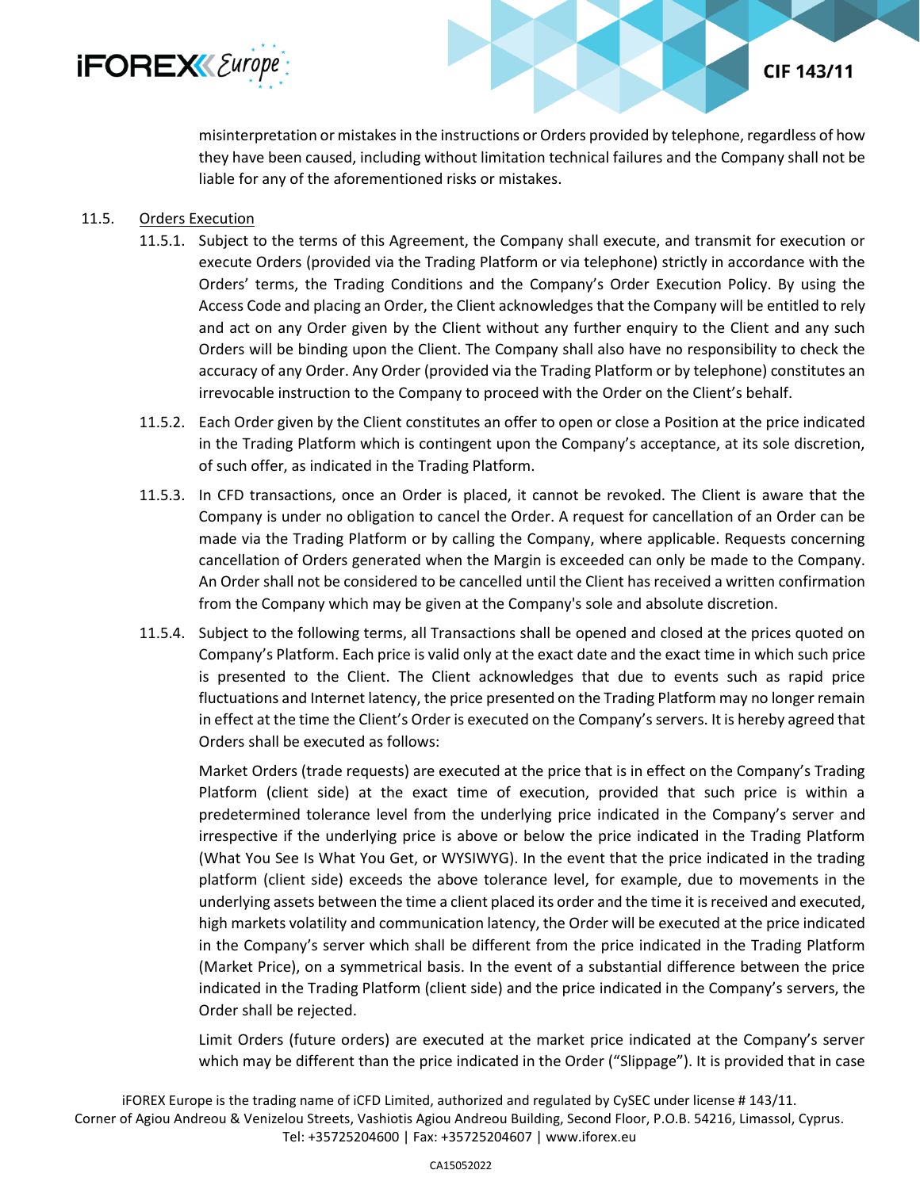misinterpretation or mistakes in the instructions or Orders provided by telephone, regardless of how they have been caused, including without limitation technical failures and the Company shall not be liable for any of the aforementioned risks or mistakes.

11.5. Orders Execution

11.5.1. Subject to the terms of this Agreement, the Company shall execute, and transmit for execution or execute Orders (provided via the Trading Platform or via telephone) strictly in accordance with the Orders' terms, the Trading Conditions and the Company's Order Execution Policy. By using the Access Code and placing an Order, the Client acknowledges that the Company will be entitled to rely and act on any Order given by the Client without any further enquiry to the Client and any such Orders will be binding upon the Client. The Company shall also have no responsibility to check the accuracy of any Order. Any Order (provided via the Trading Platform or by telephone) constitutes an irrevocable instruction to the Company to proceed with the Order on the Client's behalf.

11.5.2. Each Order given by the Client constitutes an offer to open or close a Position at the price indicated in the Trading Platform which is contingent upon the Company's acceptance, at its sole discretion, of such offer, as indicated in the Trading Platform.

11.5.3. In CFD transactions, once an Order is placed, it cannot be revoked. The Client is aware that the Company is under no obligation to cancel the Order. A request for cancellation of an Order can be made via the Trading Platform or by calling the Company, where applicable. Requests concerning cancellation of Orders generated when the Margin is exceeded can only be made to the Company. An Order shall not be considered to be cancelled until the Client has received a written confirmation from the Company which may be given at the Company's sole and absolute discretion.

11.5.4. Subject to the following terms, all Transactions shall be opened and closed at the prices quoted on Company's Platform. Each price is valid only at the exact date and the exact time in which such price is presented to the Client. The Client acknowledges that due to events such as rapid price fluctuations and Internet latency, the price presented on the Trading Platform may no longer remain in effect at the time the Client's Order is executed on the Company's servers. It is hereby agreed that Orders shall be executed as follows:

Market Orders (trade requests) are executed at the price that is in effect on the Company's Trading Platform (client side) at the exact time of execution, provided that such price is within a predetermined tolerance level from the underlying price indicated in the Company's server and irrespective if the underlying price is above or below the price indicated in the Trading Platform (What You See Is What You Get, or WYSIWYG). In the event that the price indicated in the trading platform (client side) exceeds the above tolerance level, for example, due to movements in the underlying assets between the time a client placed its order and the time it is received and executed, high markets volatility and communication latency, the Order will be executed at the price indicated in the Company's server which shall be different from the price indicated in the Trading Platform (Market Price), on a symmetrical basis. In the event of a substantial difference between the price indicated in the Trading Platform (client side) and the price indicated in the Company's servers, the Order shall be rejected.

Limit Orders (future orders) are executed at the market price indicated at the Company's server which may be different than the price indicated in the Order ("Slippage"). It is provided that in case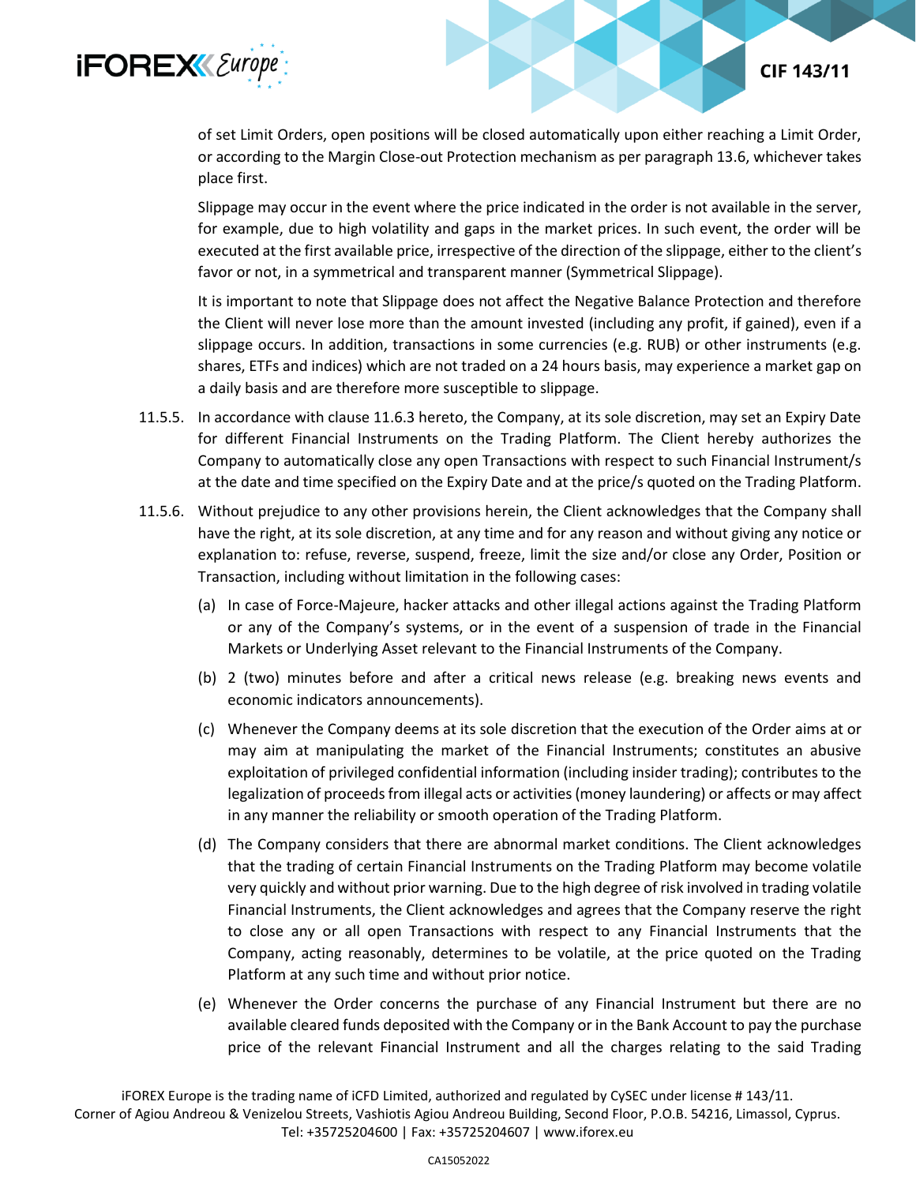of set Limit Orders, open positions will be closed automatically upon either reaching a Limit Order, or according to the Margin Close-out Protection mechanism as per paragraph 13.6, whichever takes place first.

Slippage may occur in the event where the price indicated in the order is not available in the server, for example, due to high volatility and gaps in the market prices. In such event, the order will be executed at the first available price, irrespective of the direction of the slippage, either to the client's favor or not, in a symmetrical and transparent manner (Symmetrical Slippage).

It is important to note that Slippage does not affect the Negative Balance Protection and therefore the Client will never lose more than the amount invested (including any profit, if gained), even if a slippage occurs. In addition, transactions in some currencies (e.g. RUB) or other instruments (e.g. shares, ETFs and indices) which are not traded on a 24 hours basis, may experience a market gap on a daily basis and are therefore more susceptible to slippage.

11.5.5. In accordance with clause 11.6.3 hereto, the Company, at its sole discretion, may set an Expiry Date for different Financial Instruments on the Trading Platform. The Client hereby authorizes the Company to automatically close any open Transactions with respect to such Financial Instrument/s at the date and time specified on the Expiry Date and at the price/s quoted on the Trading Platform.

11.5.6. Without prejudice to any other provisions herein, the Client acknowledges that the Company shall have the right, at its sole discretion, at any time and for any reason and without giving any notice or explanation to: refuse, reverse, suspend, freeze, limit the size and/or close any Order, Position or Transaction, including without limitation in the following cases:

(a) In case of Force-Majeure, hacker attacks and other illegal actions against the Trading Platform or any of the Company's systems, or in the event of a suspension of trade in the Financial Markets or Underlying Asset relevant to the Financial Instruments of the Company.

(b) 2 (two) minutes before and after a critical news release (e.g. breaking news events and economic indicators announcements).

(c) Whenever the Company deems at its sole discretion that the execution of the Order aims at or may aim at manipulating the market of the Financial Instruments; constitutes an abusive exploitation of privileged confidential information (including insider trading); contributes to the legalization of proceeds from illegal acts or activities (money laundering) or affects or may affect in any manner the reliability or smooth operation of the Trading Platform.

(d) The Company considers that there are abnormal market conditions. The Client acknowledges that the trading of certain Financial Instruments on the Trading Platform may become volatile very quickly and without prior warning. Due to the high degree of risk involved in trading volatile Financial Instruments, the Client acknowledges and agrees that the Company reserve the right to close any or all open Transactions with respect to any Financial Instruments that the Company, acting reasonably, determines to be volatile, at the price quoted on the Trading Platform at any such time and without prior notice.

(e) Whenever the Order concerns the purchase of any Financial Instrument but there are no available cleared funds deposited with the Company or in the Bank Account to pay the purchase price of the relevant Financial Instrument and all the charges relating to the said Trading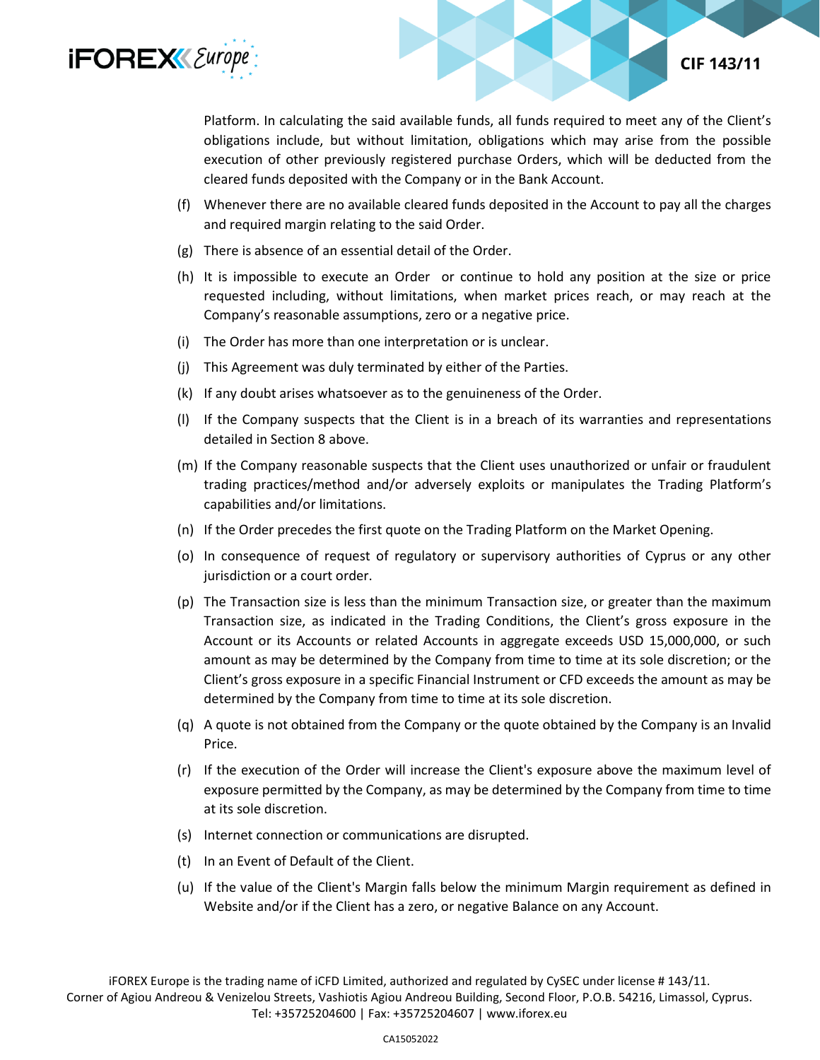Platform. In calculating the said available funds, all funds required to meet any of the Client's obligations include, but without limitation, obligations which may arise from the possible execution of other previously registered purchase Orders, which will be deducted from the cleared funds deposited with the Company or in the Bank Account.

(f) Whenever there are no available cleared funds deposited in the Account to pay all the charges and required margin relating to the said Order.

(g) There is absence of an essential detail of the Order.

(h) It is impossible to execute an Order or continue to hold any position at the size or price requested including, without limitations, when market prices reach, or may reach at the Company's reasonable assumptions, zero or a negative price.

(i) The Order has more than one interpretation or is unclear.

(j) This Agreement was duly terminated by either of the Parties.

(k) If any doubt arises whatsoever as to the genuineness of the Order.

(l) If the Company suspects that the Client is in a breach of its warranties and representations detailed in Section 8 above.

(m) If the Company reasonable suspects that the Client uses unauthorized or unfair or fraudulent trading practices/method and/or adversely exploits or manipulates the Trading Platform's capabilities and/or limitations.

(n) If the Order precedes the first quote on the Trading Platform on the Market Opening.

(o) In consequence of request of regulatory or supervisory authorities of Cyprus or any other jurisdiction or a court order.

(p) The Transaction size is less than the minimum Transaction size, or greater than the maximum Transaction size, as indicated in the Trading Conditions, the Client's gross exposure in the Account or its Accounts or related Accounts in aggregate exceeds USD 15,000,000, or such amount as may be determined by the Company from time to time at its sole discretion; or the Client's gross exposure in a specific Financial Instrument or CFD exceeds the amount as may be determined by the Company from time to time at its sole discretion.

(q) A quote is not obtained from the Company or the quote obtained by the Company is an Invalid Price.

(r) If the execution of the Order will increase the Client's exposure above the maximum level of exposure permitted by the Company, as may be determined by the Company from time to time at its sole discretion.

(s) Internet connection or communications are disrupted.

(t) In an Event of Default of the Client.

(u) If the value of the Client's Margin falls below the minimum Margin requirement as defined in Website and/or if the Client has a zero, or negative Balance on any Account.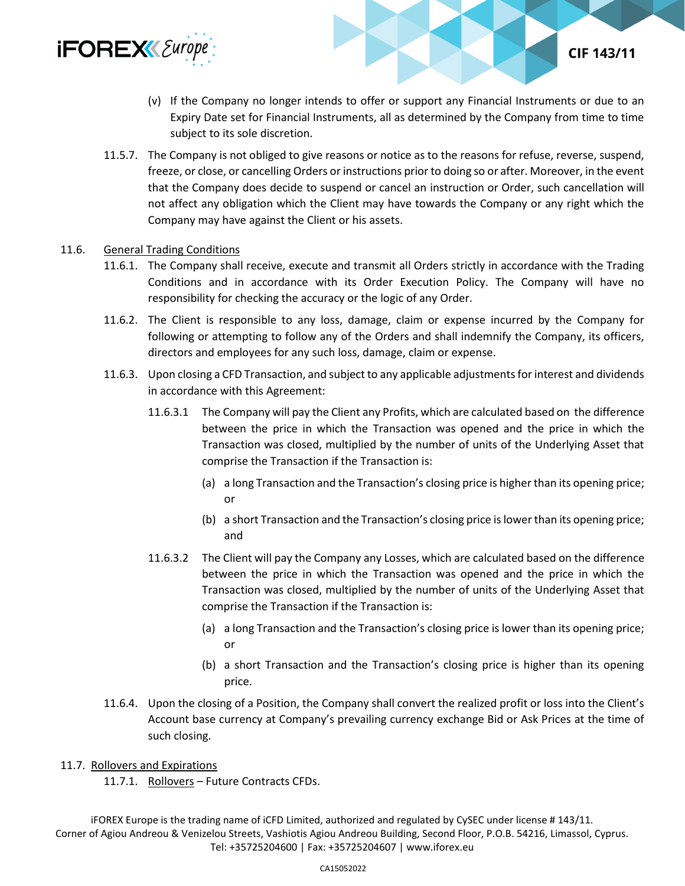(v) If the Company no longer intends to offer or support any Financial Instruments or due to an Expiry Date set for Financial Instruments, all as determined by the Company from time to time subject to its sole discretion.

11.5.7. The Company is not obliged to give reasons or notice as to the reasons for refuse, reverse, suspend, freeze, or close, or cancelling Orders or instructions prior to doing so or after. Moreover, in the event that the Company does decide to suspend or cancel an instruction or Order, such cancellation will not affect any obligation which the Client may have towards the Company or any right which the Company may have against the Client or his assets.

11.6. <u>General Trading Conditions</u>

11.6.1. The Company shall receive, execute and transmit all Orders strictly in accordance with the Trading Conditions and in accordance with its Order Execution Policy. The Company will have no responsibility for checking the accuracy or the logic of any Order.

11.6.2. The Client is responsible to any loss, damage, claim or expense incurred by the Company for following or attempting to follow any of the Orders and shall indemnify the Company, its officers, directors and employees for any such loss, damage, claim or expense.

11.6.3. Upon closing a CFD Transaction, and subject to any applicable adjustments for interest and dividends in accordance with this Agreement:

11.6.3.1 The Company will pay the Client any Profits, which are calculated based on the difference between the price in which the Transaction was opened and the price in which the Transaction was closed, multiplied by the number of units of the Underlying Asset that comprise the Transaction if the Transaction is:

(a) a long Transaction and the Transaction's closing price is higher than its opening price; or

(b) a short Transaction and the Transaction's closing price is lower than its opening price; and

11.6.3.2 The Client will pay the Company any Losses, which are calculated based on the difference between the price in which the Transaction was opened and the price in which the Transaction was closed, multiplied by the number of units of the Underlying Asset that comprise the Transaction if the Transaction is:

(a) a long Transaction and the Transaction's closing price is lower than its opening price; or

(b) a short Transaction and the Transaction's closing price is higher than its opening price.

11.6.4. Upon the closing of a Position, the Company shall convert the realized profit or loss into the Client's Account base currency at Company's prevailing currency exchange Bid or Ask Prices at the time of such closing.

11.7. <u>Rollovers and Expirations</u>

11.7.1. <u>Rollovers</u> – Future Contracts CFDs.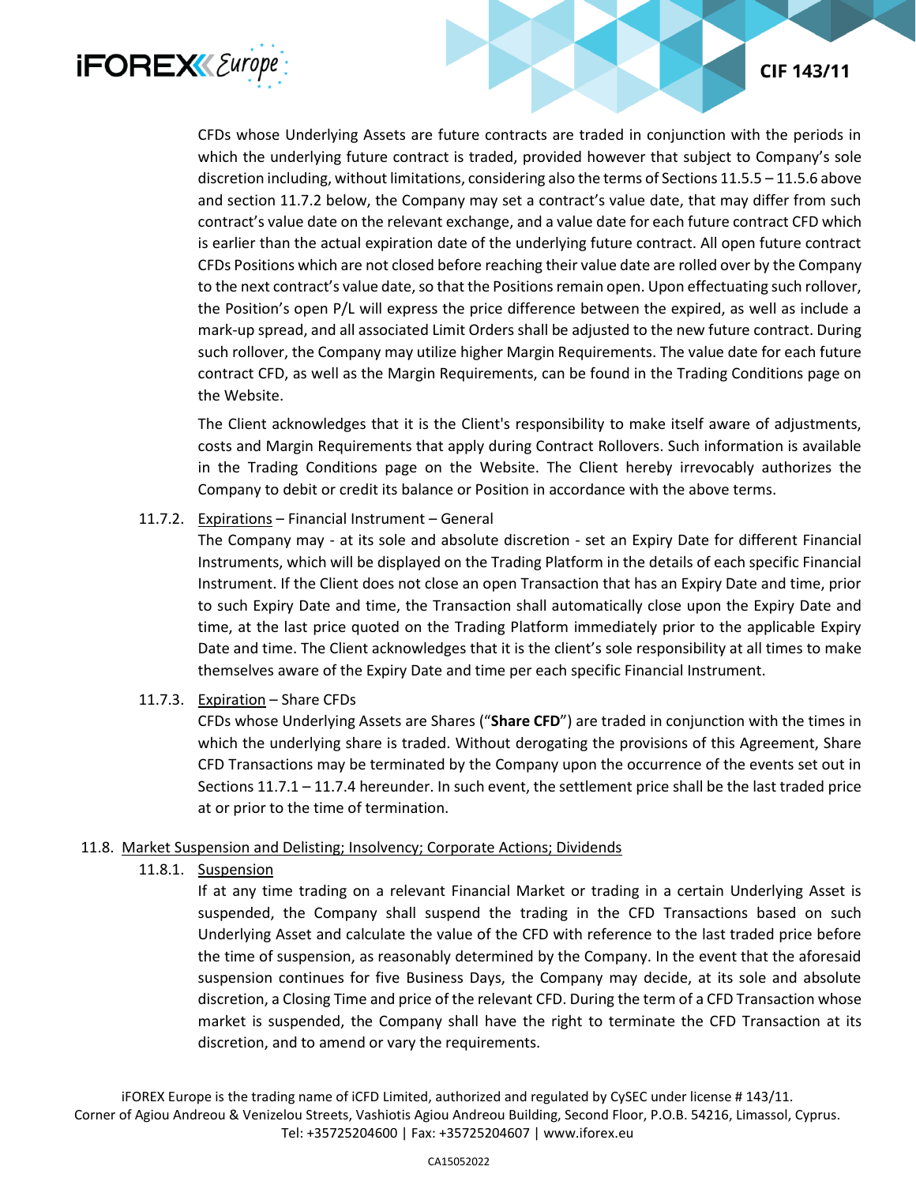CFDs whose Underlying Assets are future contracts are traded in conjunction with the periods in which the underlying future contract is traded, provided however that subject to Company's sole discretion including, without limitations, considering also the terms of Sections 11.5.5 – 11.5.6 above and section 11.7.2 below, the Company may set a contract's value date, that may differ from such contract's value date on the relevant exchange, and a value date for each future contract CFD which is earlier than the actual expiration date of the underlying future contract. All open future contract CFDs Positions which are not closed before reaching their value date are rolled over by the Company to the next contract's value date, so that the Positions remain open. Upon effectuating such rollover, the Position's open P/L will express the price difference between the expired, as well as include a mark-up spread, and all associated Limit Orders shall be adjusted to the new future contract. During such rollover, the Company may utilize higher Margin Requirements. The value date for each future contract CFD, as well as the Margin Requirements, can be found in the Trading Conditions page on the Website.

The Client acknowledges that it is the Client's responsibility to make itself aware of adjustments, costs and Margin Requirements that apply during Contract Rollovers. Such information is available in the Trading Conditions page on the Website. The Client hereby irrevocably authorizes the Company to debit or credit its balance or Position in accordance with the above terms.

11.7.2. Expirations – Financial Instrument – General

The Company may - at its sole and absolute discretion - set an Expiry Date for different Financial Instruments, which will be displayed on the Trading Platform in the details of each specific Financial Instrument. If the Client does not close an open Transaction that has an Expiry Date and time, prior to such Expiry Date and time, the Transaction shall automatically close upon the Expiry Date and time, at the last price quoted on the Trading Platform immediately prior to the applicable Expiry Date and time. The Client acknowledges that it is the client's sole responsibility at all times to make themselves aware of the Expiry Date and time per each specific Financial Instrument.

11.7.3. Expiration – Share CFDs

CFDs whose Underlying Assets are Shares ("**Share CFD**") are traded in conjunction with the times in which the underlying share is traded. Without derogating the provisions of this Agreement, Share CFD Transactions may be terminated by the Company upon the occurrence of the events set out in Sections 11.7.1 – 11.7.4 hereunder. In such event, the settlement price shall be the last traded price at or prior to the time of termination.

11.8. Market Suspension and Delisting; Insolvency; Corporate Actions; Dividends

11.8.1. Suspension

If at any time trading on a relevant Financial Market or trading in a certain Underlying Asset is suspended, the Company shall suspend the trading in the CFD Transactions based on such Underlying Asset and calculate the value of the CFD with reference to the last traded price before the time of suspension, as reasonably determined by the Company. In the event that the aforesaid suspension continues for five Business Days, the Company may decide, at its sole and absolute discretion, a Closing Time and price of the relevant CFD. During the term of a CFD Transaction whose market is suspended, the Company shall have the right to terminate the CFD Transaction at its discretion, and to amend or vary the requirements.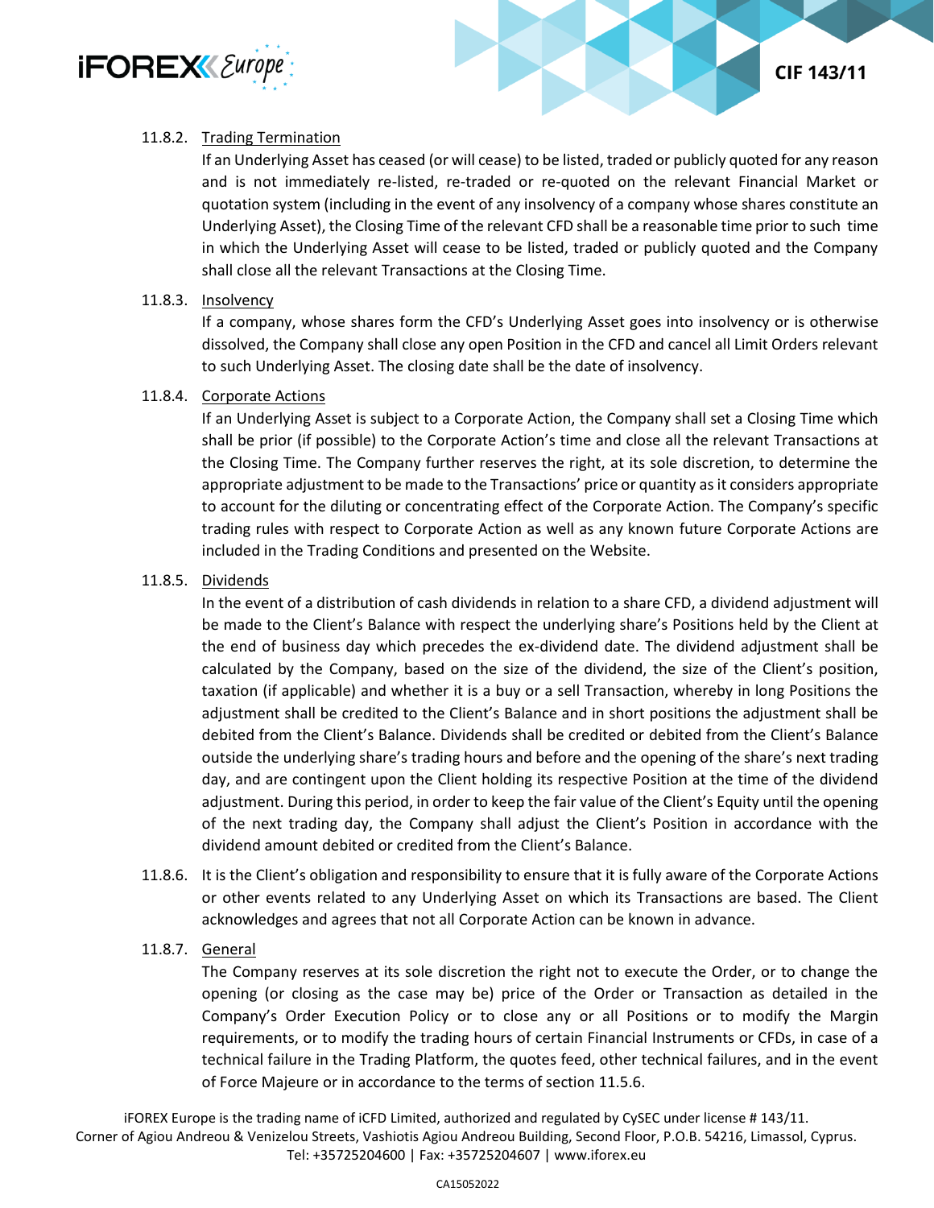11.8.2. Trading Termination

If an Underlying Asset has ceased (or will cease) to be listed, traded or publicly quoted for any reason and is not immediately re-listed, re-traded or re-quoted on the relevant Financial Market or quotation system (including in the event of any insolvency of a company whose shares constitute an Underlying Asset), the Closing Time of the relevant CFD shall be a reasonable time prior to such time in which the Underlying Asset will cease to be listed, traded or publicly quoted and the Company shall close all the relevant Transactions at the Closing Time.

11.8.3. Insolvency

If a company, whose shares form the CFD's Underlying Asset goes into insolvency or is otherwise dissolved, the Company shall close any open Position in the CFD and cancel all Limit Orders relevant to such Underlying Asset. The closing date shall be the date of insolvency.

11.8.4. Corporate Actions

If an Underlying Asset is subject to a Corporate Action, the Company shall set a Closing Time which shall be prior (if possible) to the Corporate Action's time and close all the relevant Transactions at the Closing Time. The Company further reserves the right, at its sole discretion, to determine the appropriate adjustment to be made to the Transactions' price or quantity as it considers appropriate to account for the diluting or concentrating effect of the Corporate Action. The Company's specific trading rules with respect to Corporate Action as well as any known future Corporate Actions are included in the Trading Conditions and presented on the Website.

11.8.5. Dividends

In the event of a distribution of cash dividends in relation to a share CFD, a dividend adjustment will be made to the Client's Balance with respect the underlying share's Positions held by the Client at the end of business day which precedes the ex-dividend date. The dividend adjustment shall be calculated by the Company, based on the size of the dividend, the size of the Client's position, taxation (if applicable) and whether it is a buy or a sell Transaction, whereby in long Positions the adjustment shall be credited to the Client's Balance and in short positions the adjustment shall be debited from the Client's Balance. Dividends shall be credited or debited from the Client's Balance outside the underlying share's trading hours and before and the opening of the share's next trading day, and are contingent upon the Client holding its respective Position at the time of the dividend adjustment. During this period, in order to keep the fair value of the Client's Equity until the opening of the next trading day, the Company shall adjust the Client's Position in accordance with the dividend amount debited or credited from the Client's Balance.

11.8.6. It is the Client's obligation and responsibility to ensure that it is fully aware of the Corporate Actions or other events related to any Underlying Asset on which its Transactions are based. The Client acknowledges and agrees that not all Corporate Action can be known in advance.

11.8.7. General

The Company reserves at its sole discretion the right not to execute the Order, or to change the opening (or closing as the case may be) price of the Order or Transaction as detailed in the Company's Order Execution Policy or to close any or all Positions or to modify the Margin requirements, or to modify the trading hours of certain Financial Instruments or CFDs, in case of a technical failure in the Trading Platform, the quotes feed, other technical failures, and in the event of Force Majeure or in accordance to the terms of section 11.5.6.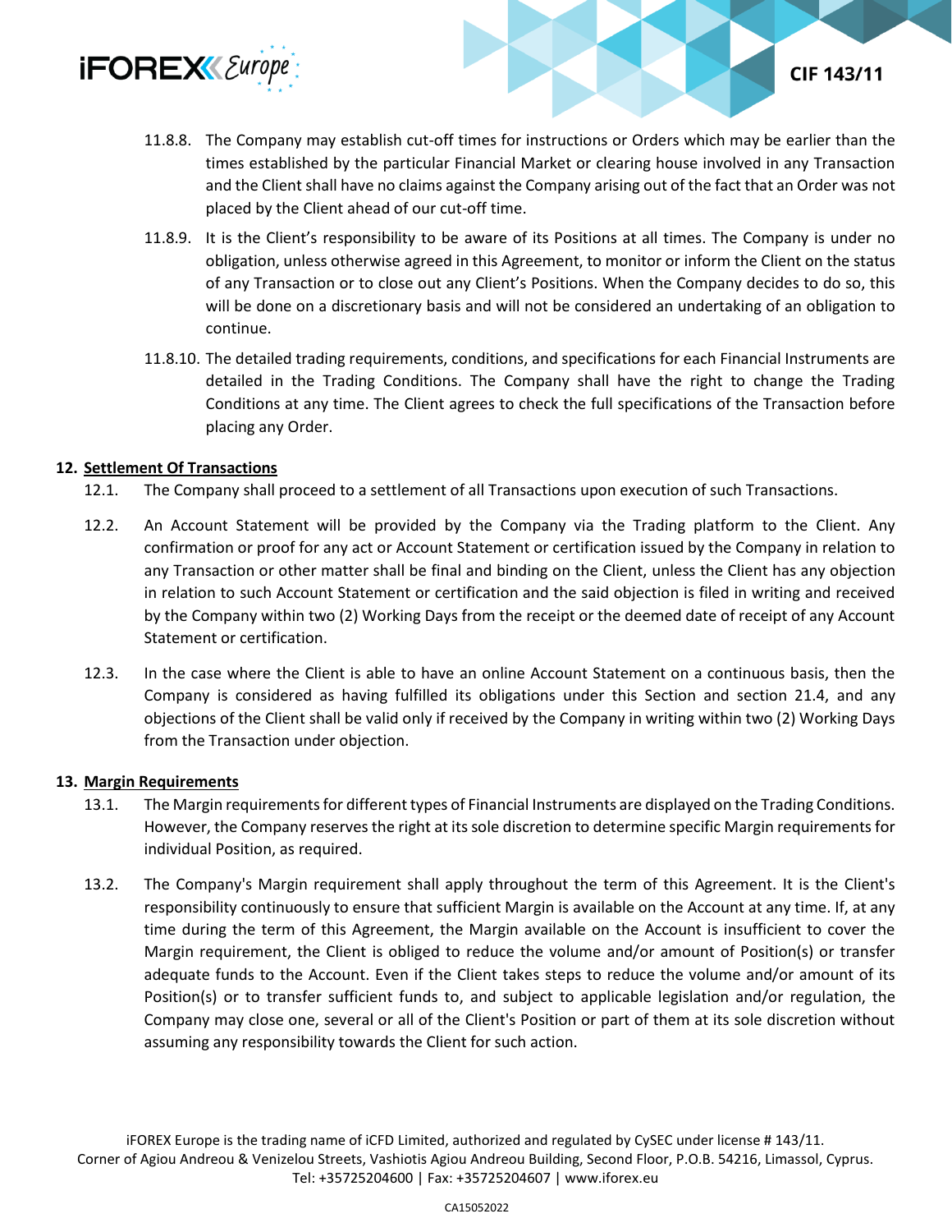11.8.8. The Company may establish cut-off times for instructions or Orders which may be earlier than the times established by the particular Financial Market or clearing house involved in any Transaction and the Client shall have no claims against the Company arising out of the fact that an Order was not placed by the Client ahead of our cut-off time.

11.8.9. It is the Client's responsibility to be aware of its Positions at all times. The Company is under no obligation, unless otherwise agreed in this Agreement, to monitor or inform the Client on the status of any Transaction or to close out any Client's Positions. When the Company decides to do so, this will be done on a discretionary basis and will not be considered an undertaking of an obligation to continue.

11.8.10. The detailed trading requirements, conditions, and specifications for each Financial Instruments are detailed in the Trading Conditions. The Company shall have the right to change the Trading Conditions at any time. The Client agrees to check the full specifications of the Transaction before placing any Order.

## 12. Settlement Of Transactions

12.1. The Company shall proceed to a settlement of all Transactions upon execution of such Transactions.

12.2. An Account Statement will be provided by the Company via the Trading platform to the Client. Any confirmation or proof for any act or Account Statement or certification issued by the Company in relation to any Transaction or other matter shall be final and binding on the Client, unless the Client has any objection in relation to such Account Statement or certification and the said objection is filed in writing and received by the Company within two (2) Working Days from the receipt or the deemed date of receipt of any Account Statement or certification.

12.3. In the case where the Client is able to have an online Account Statement on a continuous basis, then the Company is considered as having fulfilled its obligations under this Section and section 21.4, and any objections of the Client shall be valid only if received by the Company in writing within two (2) Working Days from the Transaction under objection.

## 13. Margin Requirements

13.1. The Margin requirements for different types of Financial Instruments are displayed on the Trading Conditions. However, the Company reserves the right at its sole discretion to determine specific Margin requirements for individual Position, as required.

13.2. The Company's Margin requirement shall apply throughout the term of this Agreement. It is the Client's responsibility continuously to ensure that sufficient Margin is available on the Account at any time. If, at any time during the term of this Agreement, the Margin available on the Account is insufficient to cover the Margin requirement, the Client is obliged to reduce the volume and/or amount of Position(s) or transfer adequate funds to the Account. Even if the Client takes steps to reduce the volume and/or amount of its Position(s) or to transfer sufficient funds to, and subject to applicable legislation and/or regulation, the Company may close one, several or all of the Client's Position or part of them at its sole discretion without assuming any responsibility towards the Client for such action.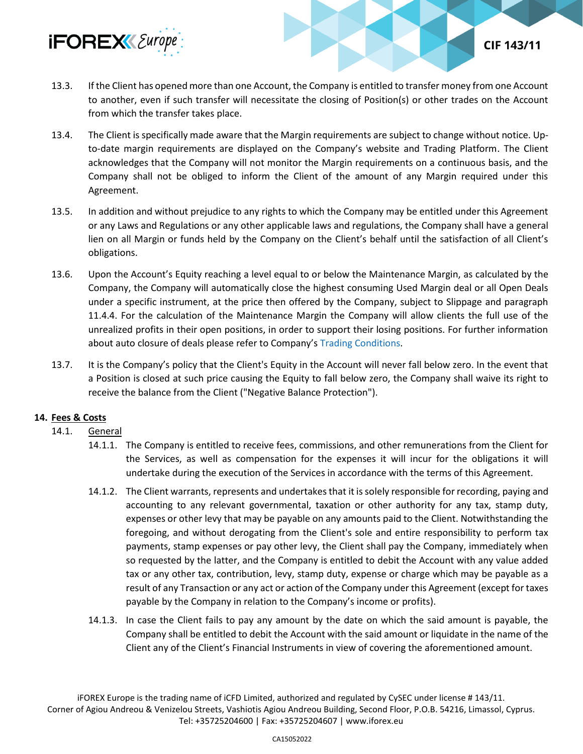13.3. If the Client has opened more than one Account, the Company is entitled to transfer money from one Account to another, even if such transfer will necessitate the closing of Position(s) or other trades on the Account from which the transfer takes place.

13.4. The Client is specifically made aware that the Margin requirements are subject to change without notice. Up-to-date margin requirements are displayed on the Company's website and Trading Platform. The Client acknowledges that the Company will not monitor the Margin requirements on a continuous basis, and the Company shall not be obliged to inform the Client of the amount of any Margin required under this Agreement.

13.5. In addition and without prejudice to any rights to which the Company may be entitled under this Agreement or any Laws and Regulations or any other applicable laws and regulations, the Company shall have a general lien on all Margin or funds held by the Company on the Client's behalf until the satisfaction of all Client's obligations.

13.6. Upon the Account's Equity reaching a level equal to or below the Maintenance Margin, as calculated by the Company, the Company will automatically close the highest consuming Used Margin deal or all Open Deals under a specific instrument, at the price then offered by the Company, subject to Slippage and paragraph 11.4.4. For the calculation of the Maintenance Margin the Company will allow clients the full use of the unrealized profits in their open positions, in order to support their losing positions. For further information about auto closure of deals please refer to Company's Trading Conditions.

13.7. It is the Company's policy that the Client's Equity in the Account will never fall below zero. In the event that a Position is closed at such price causing the Equity to fall below zero, the Company shall waive its right to receive the balance from the Client ("Negative Balance Protection").

## 14. Fees & Costs

14.1. General

14.1.1. The Company is entitled to receive fees, commissions, and other remunerations from the Client for the Services, as well as compensation for the expenses it will incur for the obligations it will undertake during the execution of the Services in accordance with the terms of this Agreement.

14.1.2. The Client warrants, represents and undertakes that it is solely responsible for recording, paying and accounting to any relevant governmental, taxation or other authority for any tax, stamp duty, expenses or other levy that may be payable on any amounts paid to the Client. Notwithstanding the foregoing, and without derogating from the Client's sole and entire responsibility to perform tax payments, stamp expenses or pay other levy, the Client shall pay the Company, immediately when so requested by the latter, and the Company is entitled to debit the Account with any value added tax or any other tax, contribution, levy, stamp duty, expense or charge which may be payable as a result of any Transaction or any act or action of the Company under this Agreement (except for taxes payable by the Company in relation to the Company's income or profits).

14.1.3. In case the Client fails to pay any amount by the date on which the said amount is payable, the Company shall be entitled to debit the Account with the said amount or liquidate in the name of the Client any of the Client's Financial Instruments in view of covering the aforementioned amount.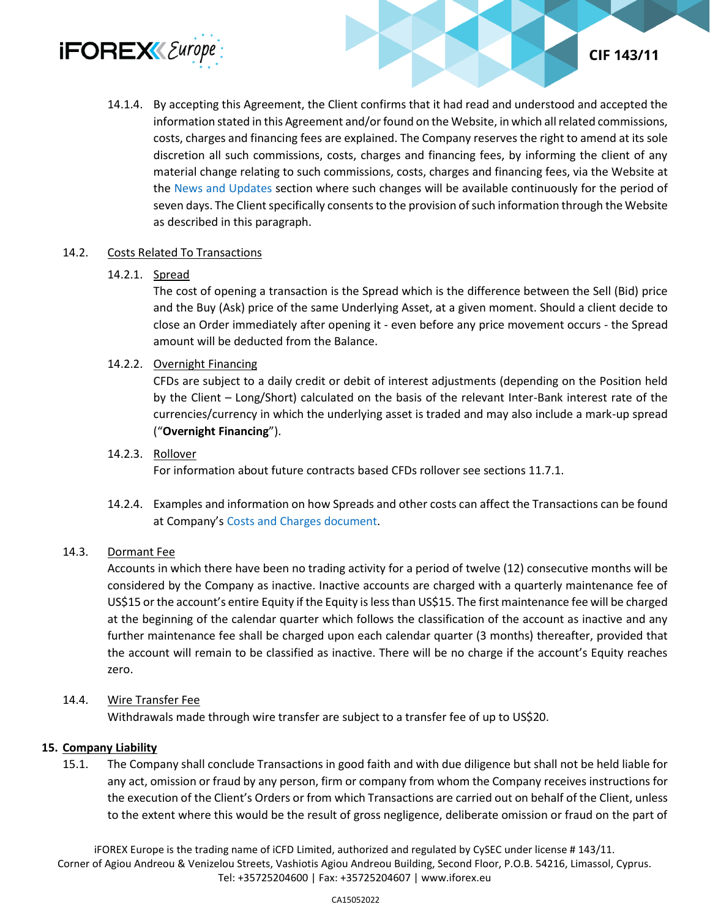14.1.4. By accepting this Agreement, the Client confirms that it had read and understood and accepted the information stated in this Agreement and/or found on the Website, in which all related commissions, costs, charges and financing fees are explained. The Company reserves the right to amend at its sole discretion all such commissions, costs, charges and financing fees, by informing the client of any material change relating to such commissions, costs, charges and financing fees, via the Website at the News and Updates section where such changes will be available continuously for the period of seven days. The Client specifically consents to the provision of such information through the Website as described in this paragraph.

14.2. Costs Related To Transactions

14.2.1. Spread
The cost of opening a transaction is the Spread which is the difference between the Sell (Bid) price and the Buy (Ask) price of the same Underlying Asset, at a given moment. Should a client decide to close an Order immediately after opening it - even before any price movement occurs - the Spread amount will be deducted from the Balance.

14.2.2. Overnight Financing
CFDs are subject to a daily credit or debit of interest adjustments (depending on the Position held by the Client – Long/Short) calculated on the basis of the relevant Inter-Bank interest rate of the currencies/currency in which the underlying asset is traded and may also include a mark-up spread (“**Overnight Financing**”).

14.2.3. Rollover
For information about future contracts based CFDs rollover see sections 11.7.1.

14.2.4. Examples and information on how Spreads and other costs can affect the Transactions can be found at Company’s Costs and Charges document.

14.3. Dormant Fee
Accounts in which there have been no trading activity for a period of twelve (12) consecutive months will be considered by the Company as inactive. Inactive accounts are charged with a quarterly maintenance fee of US$15 or the account’s entire Equity if the Equity is less than US$15. The first maintenance fee will be charged at the beginning of the calendar quarter which follows the classification of the account as inactive and any further maintenance fee shall be charged upon each calendar quarter (3 months) thereafter, provided that the account will remain to be classified as inactive. There will be no charge if the account’s Equity reaches zero.

14.4. Wire Transfer Fee
Withdrawals made through wire transfer are subject to a transfer fee of up to US$20.

## 15. Company Liability

15.1. The Company shall conclude Transactions in good faith and with due diligence but shall not be held liable for any act, omission or fraud by any person, firm or company from whom the Company receives instructions for the execution of the Client’s Orders or from which Transactions are carried out on behalf of the Client, unless to the extent where this would be the result of gross negligence, deliberate omission or fraud on the part of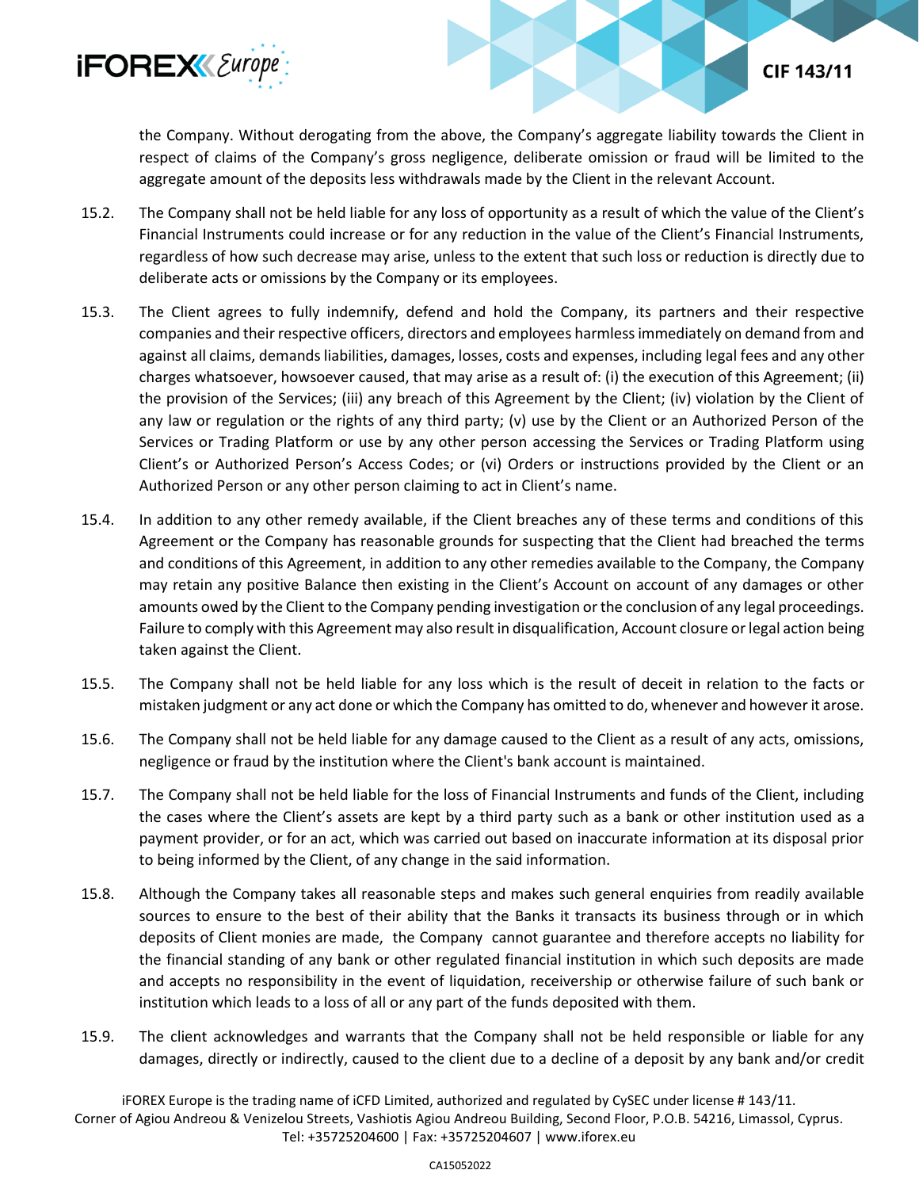the Company. Without derogating from the above, the Company's aggregate liability towards the Client in respect of claims of the Company's gross negligence, deliberate omission or fraud will be limited to the aggregate amount of the deposits less withdrawals made by the Client in the relevant Account.

15.2. The Company shall not be held liable for any loss of opportunity as a result of which the value of the Client's Financial Instruments could increase or for any reduction in the value of the Client's Financial Instruments, regardless of how such decrease may arise, unless to the extent that such loss or reduction is directly due to deliberate acts or omissions by the Company or its employees.

15.3. The Client agrees to fully indemnify, defend and hold the Company, its partners and their respective companies and their respective officers, directors and employees harmless immediately on demand from and against all claims, demands liabilities, damages, losses, costs and expenses, including legal fees and any other charges whatsoever, howsoever caused, that may arise as a result of: (i) the execution of this Agreement; (ii) the provision of the Services; (iii) any breach of this Agreement by the Client; (iv) violation by the Client of any law or regulation or the rights of any third party; (v) use by the Client or an Authorized Person of the Services or Trading Platform or use by any other person accessing the Services or Trading Platform using Client's or Authorized Person's Access Codes; or (vi) Orders or instructions provided by the Client or an Authorized Person or any other person claiming to act in Client's name.

15.4. In addition to any other remedy available, if the Client breaches any of these terms and conditions of this Agreement or the Company has reasonable grounds for suspecting that the Client had breached the terms and conditions of this Agreement, in addition to any other remedies available to the Company, the Company may retain any positive Balance then existing in the Client's Account on account of any damages or other amounts owed by the Client to the Company pending investigation or the conclusion of any legal proceedings. Failure to comply with this Agreement may also result in disqualification, Account closure or legal action being taken against the Client.

15.5. The Company shall not be held liable for any loss which is the result of deceit in relation to the facts or mistaken judgment or any act done or which the Company has omitted to do, whenever and however it arose.

15.6. The Company shall not be held liable for any damage caused to the Client as a result of any acts, omissions, negligence or fraud by the institution where the Client's bank account is maintained.

15.7. The Company shall not be held liable for the loss of Financial Instruments and funds of the Client, including the cases where the Client's assets are kept by a third party such as a bank or other institution used as a payment provider, or for an act, which was carried out based on inaccurate information at its disposal prior to being informed by the Client, of any change in the said information.

15.8. Although the Company takes all reasonable steps and makes such general enquiries from readily available sources to ensure to the best of their ability that the Banks it transacts its business through or in which deposits of Client monies are made, the Company cannot guarantee and therefore accepts no liability for the financial standing of any bank or other regulated financial institution in which such deposits are made and accepts no responsibility in the event of liquidation, receivership or otherwise failure of such bank or institution which leads to a loss of all or any part of the funds deposited with them.

15.9. The client acknowledges and warrants that the Company shall not be held responsible or liable for any damages, directly or indirectly, caused to the client due to a decline of a deposit by any bank and/or credit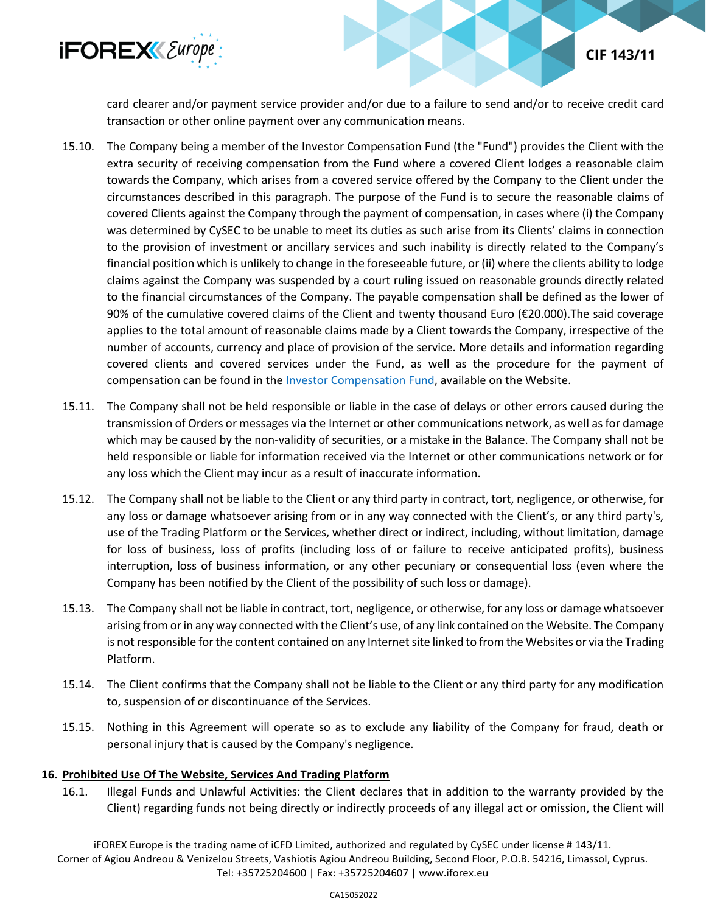card clearer and/or payment service provider and/or due to a failure to send and/or to receive credit card transaction or other online payment over any communication means.

15.10. The Company being a member of the Investor Compensation Fund (the "Fund") provides the Client with the extra security of receiving compensation from the Fund where a covered Client lodges a reasonable claim towards the Company, which arises from a covered service offered by the Company to the Client under the circumstances described in this paragraph. The purpose of the Fund is to secure the reasonable claims of covered Clients against the Company through the payment of compensation, in cases where (i) the Company was determined by CySEC to be unable to meet its duties as such arise from its Clients' claims in connection to the provision of investment or ancillary services and such inability is directly related to the Company's financial position which is unlikely to change in the foreseeable future, or (ii) where the clients ability to lodge claims against the Company was suspended by a court ruling issued on reasonable grounds directly related to the financial circumstances of the Company. The payable compensation shall be defined as the lower of 90% of the cumulative covered claims of the Client and twenty thousand Euro (€20.000).The said coverage applies to the total amount of reasonable claims made by a Client towards the Company, irrespective of the number of accounts, currency and place of provision of the service. More details and information regarding covered clients and covered services under the Fund, as well as the procedure for the payment of compensation can be found in the Investor Compensation Fund, available on the Website.

15.11. The Company shall not be held responsible or liable in the case of delays or other errors caused during the transmission of Orders or messages via the Internet or other communications network, as well as for damage which may be caused by the non-validity of securities, or a mistake in the Balance. The Company shall not be held responsible or liable for information received via the Internet or other communications network or for any loss which the Client may incur as a result of inaccurate information.

15.12. The Company shall not be liable to the Client or any third party in contract, tort, negligence, or otherwise, for any loss or damage whatsoever arising from or in any way connected with the Client's, or any third party's, use of the Trading Platform or the Services, whether direct or indirect, including, without limitation, damage for loss of business, loss of profits (including loss of or failure to receive anticipated profits), business interruption, loss of business information, or any other pecuniary or consequential loss (even where the Company has been notified by the Client of the possibility of such loss or damage).

15.13. The Company shall not be liable in contract, tort, negligence, or otherwise, for any loss or damage whatsoever arising from or in any way connected with the Client's use, of any link contained on the Website. The Company is not responsible for the content contained on any Internet site linked to from the Websites or via the Trading Platform.

15.14. The Client confirms that the Company shall not be liable to the Client or any third party for any modification to, suspension of or discontinuance of the Services.

15.15. Nothing in this Agreement will operate so as to exclude any liability of the Company for fraud, death or personal injury that is caused by the Company's negligence.

## 16. Prohibited Use Of The Website, Services And Trading Platform

16.1. Illegal Funds and Unlawful Activities: the Client declares that in addition to the warranty provided by the Client) regarding funds not being directly or indirectly proceeds of any illegal act or omission, the Client will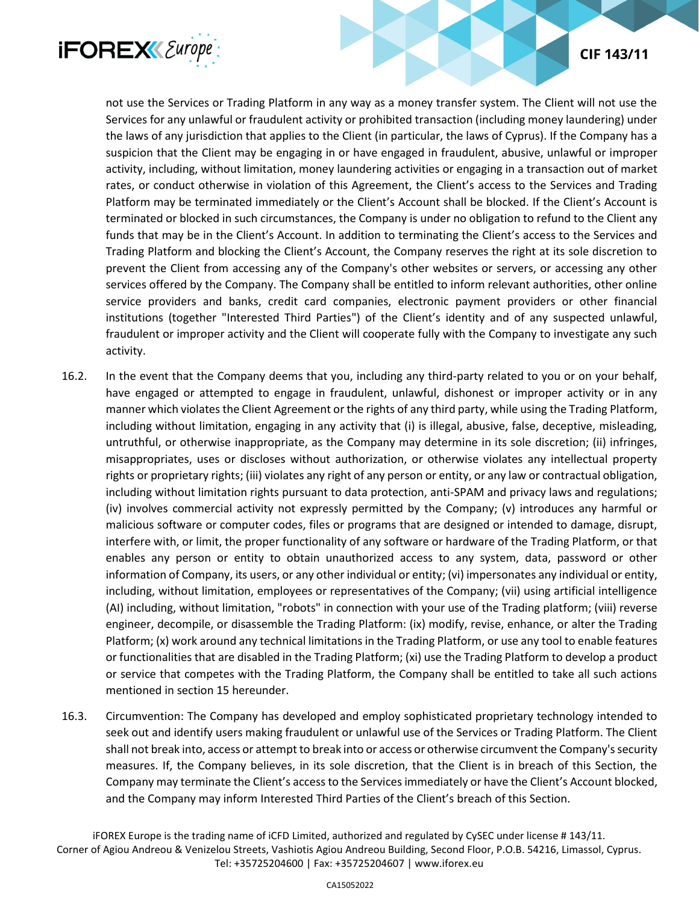not use the Services or Trading Platform in any way as a money transfer system. The Client will not use the Services for any unlawful or fraudulent activity or prohibited transaction (including money laundering) under the laws of any jurisdiction that applies to the Client (in particular, the laws of Cyprus). If the Company has a suspicion that the Client may be engaging in or have engaged in fraudulent, abusive, unlawful or improper activity, including, without limitation, money laundering activities or engaging in a transaction out of market rates, or conduct otherwise in violation of this Agreement, the Client's access to the Services and Trading Platform may be terminated immediately or the Client's Account shall be blocked. If the Client's Account is terminated or blocked in such circumstances, the Company is under no obligation to refund to the Client any funds that may be in the Client's Account. In addition to terminating the Client's access to the Services and Trading Platform and blocking the Client's Account, the Company reserves the right at its sole discretion to prevent the Client from accessing any of the Company's other websites or servers, or accessing any other services offered by the Company. The Company shall be entitled to inform relevant authorities, other online service providers and banks, credit card companies, electronic payment providers or other financial institutions (together "Interested Third Parties") of the Client's identity and of any suspected unlawful, fraudulent or improper activity and the Client will cooperate fully with the Company to investigate any such activity.

16.2. In the event that the Company deems that you, including any third-party related to you or on your behalf, have engaged or attempted to engage in fraudulent, unlawful, dishonest or improper activity or in any manner which violates the Client Agreement or the rights of any third party, while using the Trading Platform, including without limitation, engaging in any activity that (i) is illegal, abusive, false, deceptive, misleading, untruthful, or otherwise inappropriate, as the Company may determine in its sole discretion; (ii) infringes, misappropriates, uses or discloses without authorization, or otherwise violates any intellectual property rights or proprietary rights; (iii) violates any right of any person or entity, or any law or contractual obligation, including without limitation rights pursuant to data protection, anti-SPAM and privacy laws and regulations; (iv) involves commercial activity not expressly permitted by the Company; (v) introduces any harmful or malicious software or computer codes, files or programs that are designed or intended to damage, disrupt, interfere with, or limit, the proper functionality of any software or hardware of the Trading Platform, or that enables any person or entity to obtain unauthorized access to any system, data, password or other information of Company, its users, or any other individual or entity; (vi) impersonates any individual or entity, including, without limitation, employees or representatives of the Company; (vii) using artificial intelligence (AI) including, without limitation, "robots" in connection with your use of the Trading platform; (viii) reverse engineer, decompile, or disassemble the Trading Platform: (ix) modify, revise, enhance, or alter the Trading Platform; (x) work around any technical limitations in the Trading Platform, or use any tool to enable features or functionalities that are disabled in the Trading Platform; (xi) use the Trading Platform to develop a product or service that competes with the Trading Platform, the Company shall be entitled to take all such actions mentioned in section 15 hereunder.

16.3. Circumvention: The Company has developed and employ sophisticated proprietary technology intended to seek out and identify users making fraudulent or unlawful use of the Services or Trading Platform. The Client shall not break into, access or attempt to break into or access or otherwise circumvent the Company's security measures. If, the Company believes, in its sole discretion, that the Client is in breach of this Section, the Company may terminate the Client's access to the Services immediately or have the Client's Account blocked, and the Company may inform Interested Third Parties of the Client's breach of this Section.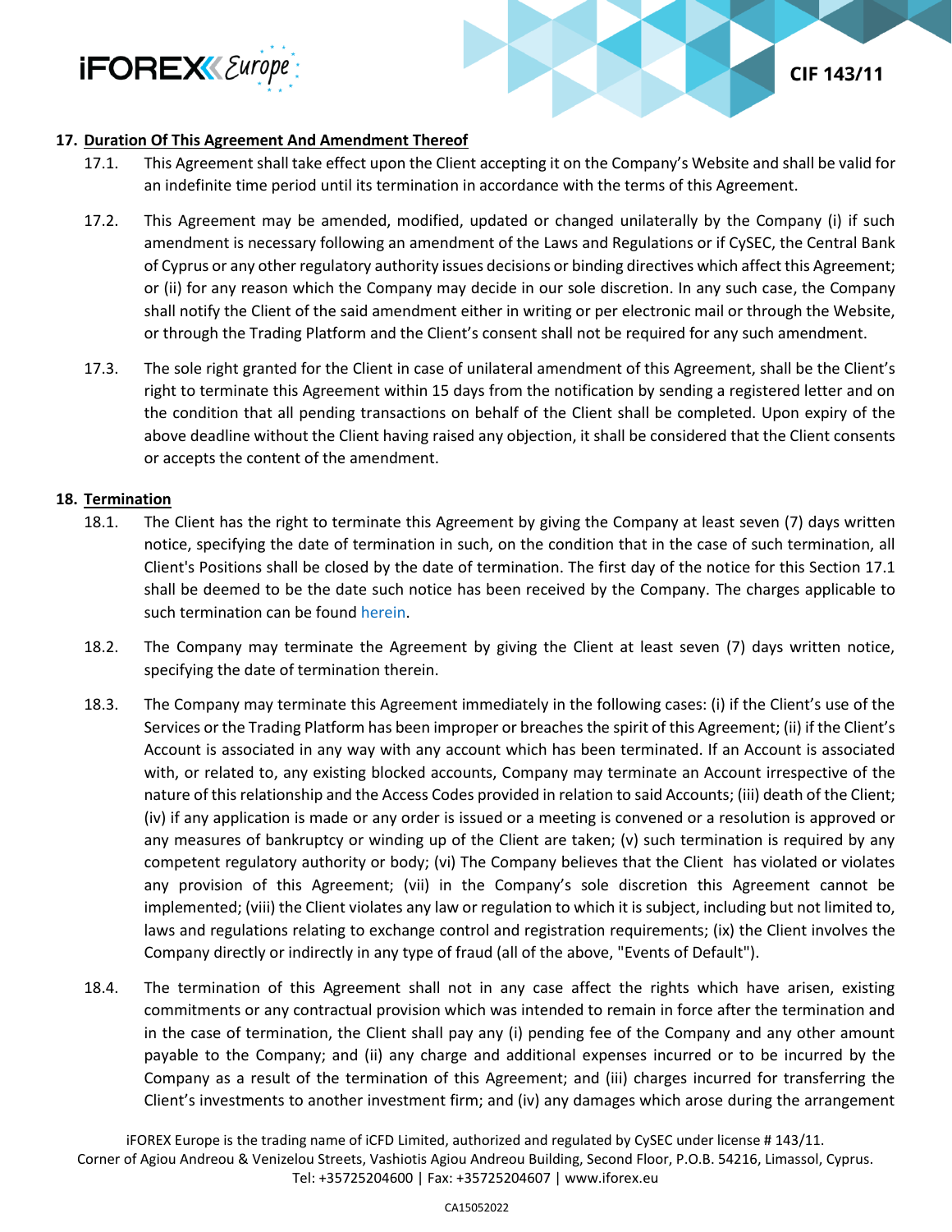## 17. Duration Of This Agreement And Amendment Thereof

17.1. This Agreement shall take effect upon the Client accepting it on the Company's Website and shall be valid for an indefinite time period until its termination in accordance with the terms of this Agreement.

17.2. This Agreement may be amended, modified, updated or changed unilaterally by the Company (i) if such amendment is necessary following an amendment of the Laws and Regulations or if CySEC, the Central Bank of Cyprus or any other regulatory authority issues decisions or binding directives which affect this Agreement; or (ii) for any reason which the Company may decide in our sole discretion. In any such case, the Company shall notify the Client of the said amendment either in writing or per electronic mail or through the Website, or through the Trading Platform and the Client's consent shall not be required for any such amendment.

17.3. The sole right granted for the Client in case of unilateral amendment of this Agreement, shall be the Client's right to terminate this Agreement within 15 days from the notification by sending a registered letter and on the condition that all pending transactions on behalf of the Client shall be completed. Upon expiry of the above deadline without the Client having raised any objection, it shall be considered that the Client consents or accepts the content of the amendment.

## 18. Termination

18.1. The Client has the right to terminate this Agreement by giving the Company at least seven (7) days written notice, specifying the date of termination in such, on the condition that in the case of such termination, all Client's Positions shall be closed by the date of termination. The first day of the notice for this Section 17.1 shall be deemed to be the date such notice has been received by the Company. The charges applicable to such termination can be found herein.

18.2. The Company may terminate the Agreement by giving the Client at least seven (7) days written notice, specifying the date of termination therein.

18.3. The Company may terminate this Agreement immediately in the following cases: (i) if the Client's use of the Services or the Trading Platform has been improper or breaches the spirit of this Agreement; (ii) if the Client's Account is associated in any way with any account which has been terminated. If an Account is associated with, or related to, any existing blocked accounts, Company may terminate an Account irrespective of the nature of this relationship and the Access Codes provided in relation to said Accounts; (iii) death of the Client; (iv) if any application is made or any order is issued or a meeting is convened or a resolution is approved or any measures of bankruptcy or winding up of the Client are taken; (v) such termination is required by any competent regulatory authority or body; (vi) The Company believes that the Client has violated or violates any provision of this Agreement; (vii) in the Company's sole discretion this Agreement cannot be implemented; (viii) the Client violates any law or regulation to which it is subject, including but not limited to, laws and regulations relating to exchange control and registration requirements; (ix) the Client involves the Company directly or indirectly in any type of fraud (all of the above, "Events of Default").

18.4. The termination of this Agreement shall not in any case affect the rights which have arisen, existing commitments or any contractual provision which was intended to remain in force after the termination and in the case of termination, the Client shall pay any (i) pending fee of the Company and any other amount payable to the Company; and (ii) any charge and additional expenses incurred or to be incurred by the Company as a result of the termination of this Agreement; and (iii) charges incurred for transferring the Client's investments to another investment firm; and (iv) any damages which arose during the arrangement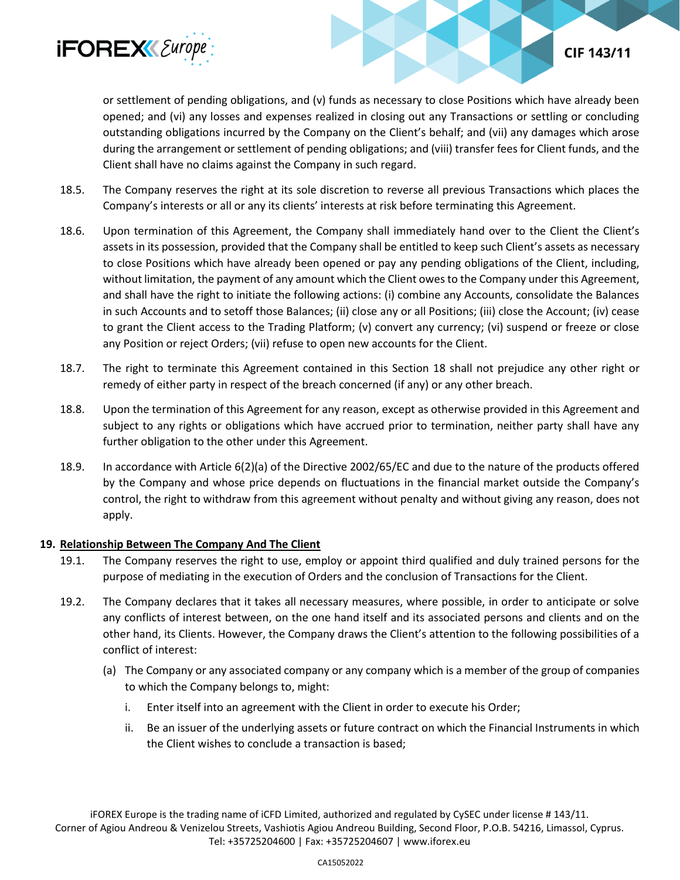or settlement of pending obligations, and (v) funds as necessary to close Positions which have already been opened; and (vi) any losses and expenses realized in closing out any Transactions or settling or concluding outstanding obligations incurred by the Company on the Client's behalf; and (vii) any damages which arose during the arrangement or settlement of pending obligations; and (viii) transfer fees for Client funds, and the Client shall have no claims against the Company in such regard.

18.5. The Company reserves the right at its sole discretion to reverse all previous Transactions which places the Company's interests or all or any its clients' interests at risk before terminating this Agreement.

18.6. Upon termination of this Agreement, the Company shall immediately hand over to the Client the Client's assets in its possession, provided that the Company shall be entitled to keep such Client's assets as necessary to close Positions which have already been opened or pay any pending obligations of the Client, including, without limitation, the payment of any amount which the Client owes to the Company under this Agreement, and shall have the right to initiate the following actions: (i) combine any Accounts, consolidate the Balances in such Accounts and to setoff those Balances; (ii) close any or all Positions; (iii) close the Account; (iv) cease to grant the Client access to the Trading Platform; (v) convert any currency; (vi) suspend or freeze or close any Position or reject Orders; (vii) refuse to open new accounts for the Client.

18.7. The right to terminate this Agreement contained in this Section 18 shall not prejudice any other right or remedy of either party in respect of the breach concerned (if any) or any other breach.

18.8. Upon the termination of this Agreement for any reason, except as otherwise provided in this Agreement and subject to any rights or obligations which have accrued prior to termination, neither party shall have any further obligation to the other under this Agreement.

18.9. In accordance with Article 6(2)(a) of the Directive 2002/65/EC and due to the nature of the products offered by the Company and whose price depends on fluctuations in the financial market outside the Company's control, the right to withdraw from this agreement without penalty and without giving any reason, does not apply.

## 19. Relationship Between The Company And The Client

19.1. The Company reserves the right to use, employ or appoint third qualified and duly trained persons for the purpose of mediating in the execution of Orders and the conclusion of Transactions for the Client.

19.2. The Company declares that it takes all necessary measures, where possible, in order to anticipate or solve any conflicts of interest between, on the one hand itself and its associated persons and clients and on the other hand, its Clients. However, the Company draws the Client's attention to the following possibilities of a conflict of interest:

(a) The Company or any associated company or any company which is a member of the group of companies to which the Company belongs to, might:

i. Enter itself into an agreement with the Client in order to execute his Order;

ii. Be an issuer of the underlying assets or future contract on which the Financial Instruments in which the Client wishes to conclude a transaction is based;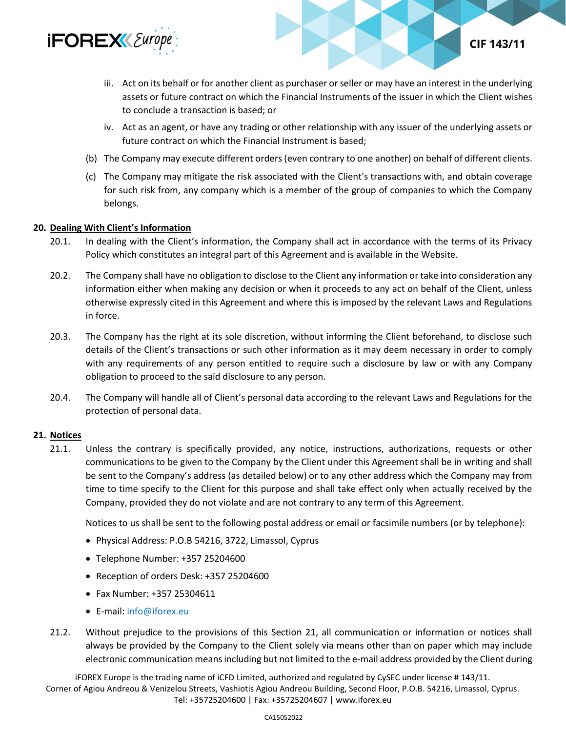iii. Act on its behalf or for another client as purchaser or seller or may have an interest in the underlying assets or future contract on which the Financial Instruments of the issuer in which the Client wishes to conclude a transaction is based; or

iv. Act as an agent, or have any trading or other relationship with any issuer of the underlying assets or future contract on which the Financial Instrument is based;

(b) The Company may execute different orders (even contrary to one another) on behalf of different clients.

(c) The Company may mitigate the risk associated with the Client's transactions with, and obtain coverage for such risk from, any company which is a member of the group of companies to which the Company belongs.

**20. <u>Dealing With Client's Information</u>**

20.1. In dealing with the Client's information, the Company shall act in accordance with the terms of its Privacy Policy which constitutes an integral part of this Agreement and is available in the Website.

20.2. The Company shall have no obligation to disclose to the Client any information or take into consideration any information either when making any decision or when it proceeds to any act on behalf of the Client, unless otherwise expressly cited in this Agreement and where this is imposed by the relevant Laws and Regulations in force.

20.3. The Company has the right at its sole discretion, without informing the Client beforehand, to disclose such details of the Client's transactions or such other information as it may deem necessary in order to comply with any requirements of any person entitled to require such a disclosure by law or with any Company obligation to proceed to the said disclosure to any person.

20.4. The Company will handle all of Client's personal data according to the relevant Laws and Regulations for the protection of personal data.

**21. <u>Notices</u>**

21.1. Unless the contrary is specifically provided, any notice, instructions, authorizations, requests or other communications to be given to the Company by the Client under this Agreement shall be in writing and shall be sent to the Company's address (as detailed below) or to any other address which the Company may from time to time specify to the Client for this purpose and shall take effect only when actually received by the Company, provided they do not violate and are not contrary to any term of this Agreement.

Notices to us shall be sent to the following postal address or email or facsimile numbers (or by telephone):

- Physical Address: P.O.B 54216, 3722, Limassol, Cyprus
- Telephone Number: +357 25204600
- Reception of orders Desk: +357 25204600
- Fax Number: +357 25304611
- E-mail: info@iforex.eu

21.2. Without prejudice to the provisions of this Section 21, all communication or information or notices shall always be provided by the Company to the Client solely via means other than on paper which may include electronic communication means including but not limited to the e-mail address provided by the Client during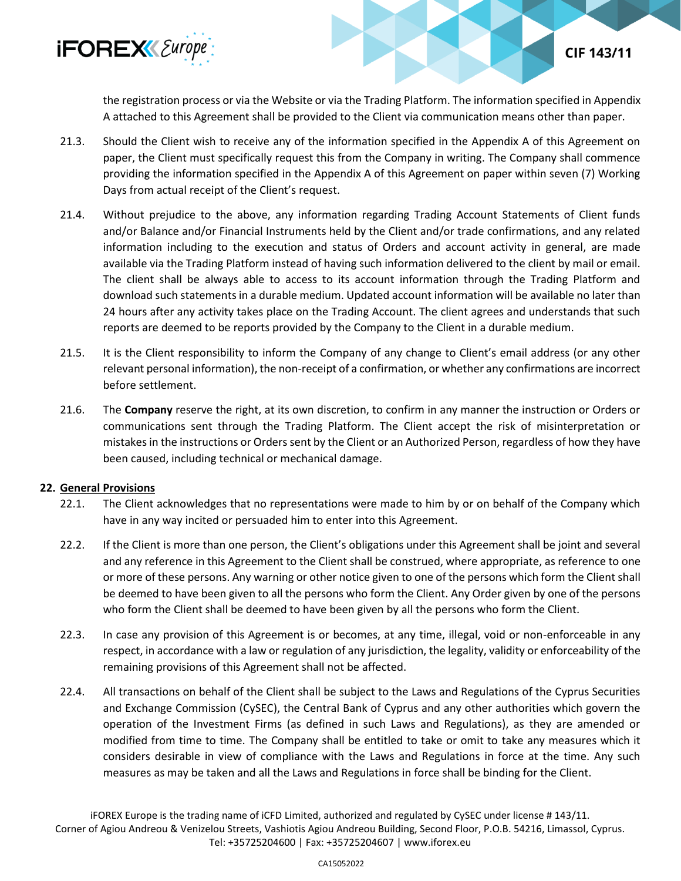the registration process or via the Website or via the Trading Platform. The information specified in Appendix A attached to this Agreement shall be provided to the Client via communication means other than paper.

21.3. Should the Client wish to receive any of the information specified in the Appendix A of this Agreement on paper, the Client must specifically request this from the Company in writing. The Company shall commence providing the information specified in the Appendix A of this Agreement on paper within seven (7) Working Days from actual receipt of the Client's request.

21.4. Without prejudice to the above, any information regarding Trading Account Statements of Client funds and/or Balance and/or Financial Instruments held by the Client and/or trade confirmations, and any related information including to the execution and status of Orders and account activity in general, are made available via the Trading Platform instead of having such information delivered to the client by mail or email. The client shall be always able to access to its account information through the Trading Platform and download such statements in a durable medium. Updated account information will be available no later than 24 hours after any activity takes place on the Trading Account. The client agrees and understands that such reports are deemed to be reports provided by the Company to the Client in a durable medium.

21.5. It is the Client responsibility to inform the Company of any change to Client's email address (or any other relevant personal information), the non-receipt of a confirmation, or whether any confirmations are incorrect before settlement.

21.6. The **Company** reserve the right, at its own discretion, to confirm in any manner the instruction or Orders or communications sent through the Trading Platform. The Client accept the risk of misinterpretation or mistakes in the instructions or Orders sent by the Client or an Authorized Person, regardless of how they have been caused, including technical or mechanical damage.

## 22. General Provisions

22.1. The Client acknowledges that no representations were made to him by or on behalf of the Company which have in any way incited or persuaded him to enter into this Agreement.

22.2. If the Client is more than one person, the Client's obligations under this Agreement shall be joint and several and any reference in this Agreement to the Client shall be construed, where appropriate, as reference to one or more of these persons. Any warning or other notice given to one of the persons which form the Client shall be deemed to have been given to all the persons who form the Client. Any Order given by one of the persons who form the Client shall be deemed to have been given by all the persons who form the Client.

22.3. In case any provision of this Agreement is or becomes, at any time, illegal, void or non-enforceable in any respect, in accordance with a law or regulation of any jurisdiction, the legality, validity or enforceability of the remaining provisions of this Agreement shall not be affected.

22.4. All transactions on behalf of the Client shall be subject to the Laws and Regulations of the Cyprus Securities and Exchange Commission (CySEC), the Central Bank of Cyprus and any other authorities which govern the operation of the Investment Firms (as defined in such Laws and Regulations), as they are amended or modified from time to time. The Company shall be entitled to take or omit to take any measures which it considers desirable in view of compliance with the Laws and Regulations in force at the time. Any such measures as may be taken and all the Laws and Regulations in force shall be binding for the Client.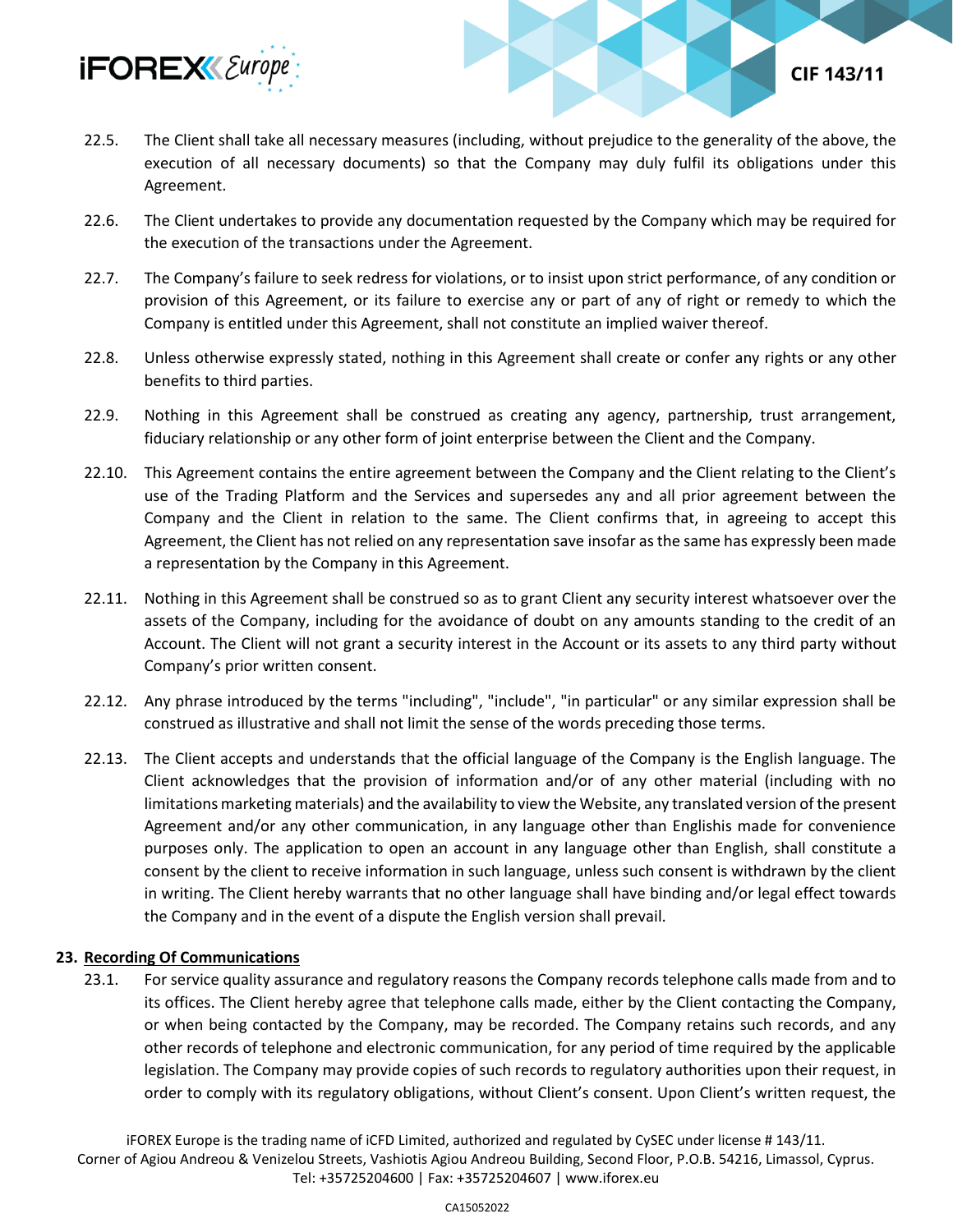22.5. The Client shall take all necessary measures (including, without prejudice to the generality of the above, the execution of all necessary documents) so that the Company may duly fulfil its obligations under this Agreement.

22.6. The Client undertakes to provide any documentation requested by the Company which may be required for the execution of the transactions under the Agreement.

22.7. The Company's failure to seek redress for violations, or to insist upon strict performance, of any condition or provision of this Agreement, or its failure to exercise any or part of any of right or remedy to which the Company is entitled under this Agreement, shall not constitute an implied waiver thereof.

22.8. Unless otherwise expressly stated, nothing in this Agreement shall create or confer any rights or any other benefits to third parties.

22.9. Nothing in this Agreement shall be construed as creating any agency, partnership, trust arrangement, fiduciary relationship or any other form of joint enterprise between the Client and the Company.

22.10. This Agreement contains the entire agreement between the Company and the Client relating to the Client's use of the Trading Platform and the Services and supersedes any and all prior agreement between the Company and the Client in relation to the same. The Client confirms that, in agreeing to accept this Agreement, the Client has not relied on any representation save insofar as the same has expressly been made a representation by the Company in this Agreement.

22.11. Nothing in this Agreement shall be construed so as to grant Client any security interest whatsoever over the assets of the Company, including for the avoidance of doubt on any amounts standing to the credit of an Account. The Client will not grant a security interest in the Account or its assets to any third party without Company's prior written consent.

22.12. Any phrase introduced by the terms "including", "include", "in particular" or any similar expression shall be construed as illustrative and shall not limit the sense of the words preceding those terms.

22.13. The Client accepts and understands that the official language of the Company is the English language. The Client acknowledges that the provision of information and/or of any other material (including with no limitations marketing materials) and the availability to view the Website, any translated version of the present Agreement and/or any other communication, in any language other than Englishis made for convenience purposes only. The application to open an account in any language other than English, shall constitute a consent by the client to receive information in such language, unless such consent is withdrawn by the client in writing. The Client hereby warrants that no other language shall have binding and/or legal effect towards the Company and in the event of a dispute the English version shall prevail.

## 23. Recording Of Communications

23.1. For service quality assurance and regulatory reasons the Company records telephone calls made from and to its offices. The Client hereby agree that telephone calls made, either by the Client contacting the Company, or when being contacted by the Company, may be recorded. The Company retains such records, and any other records of telephone and electronic communication, for any period of time required by the applicable legislation. The Company may provide copies of such records to regulatory authorities upon their request, in order to comply with its regulatory obligations, without Client's consent. Upon Client's written request, the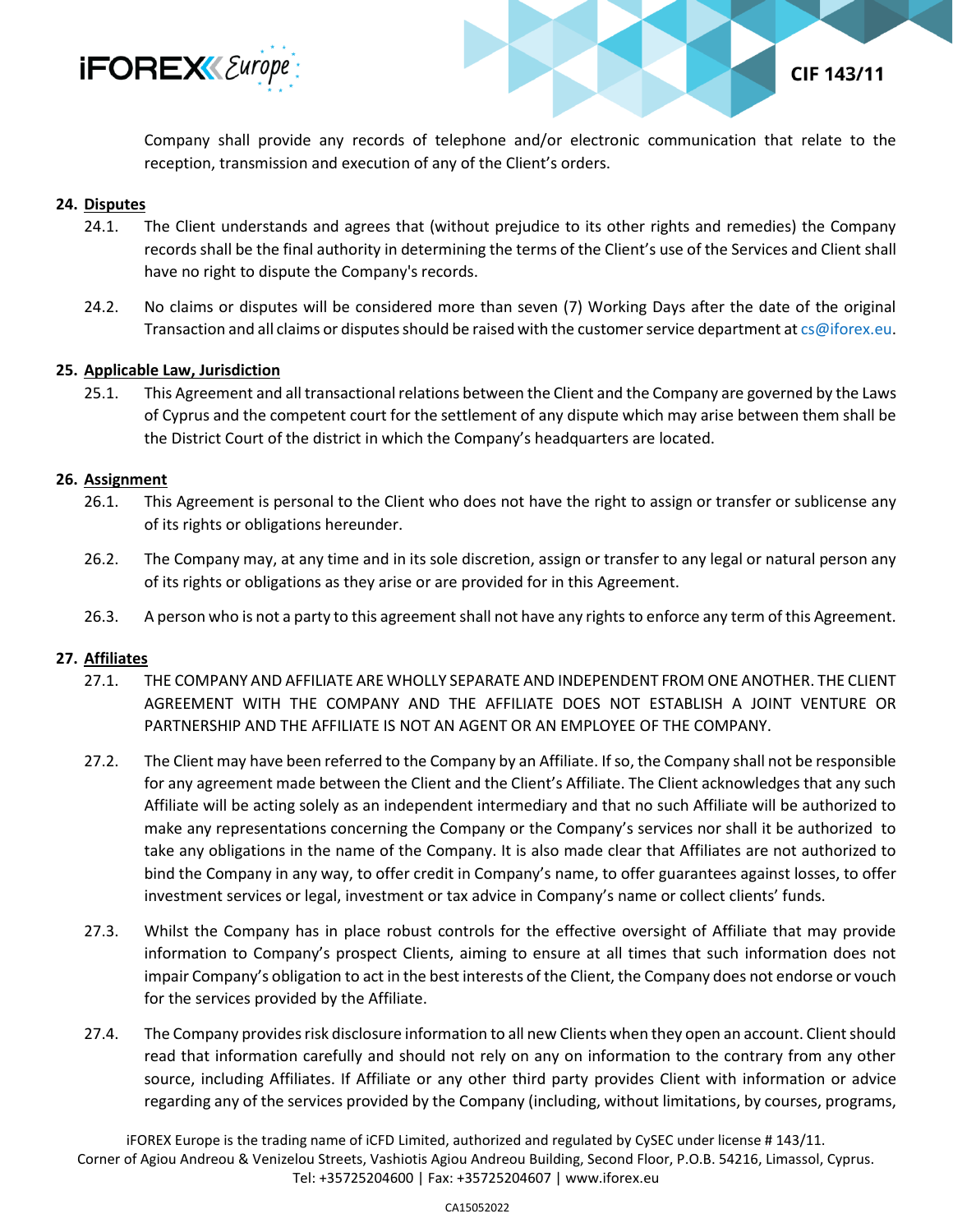Company shall provide any records of telephone and/or electronic communication that relate to the reception, transmission and execution of any of the Client's orders.

**24. Disputes**

24.1. The Client understands and agrees that (without prejudice to its other rights and remedies) the Company records shall be the final authority in determining the terms of the Client's use of the Services and Client shall have no right to dispute the Company's records.

24.2. No claims or disputes will be considered more than seven (7) Working Days after the date of the original Transaction and all claims or disputes should be raised with the customer service department at cs@iforex.eu.

**25. Applicable Law, Jurisdiction**

25.1. This Agreement and all transactional relations between the Client and the Company are governed by the Laws of Cyprus and the competent court for the settlement of any dispute which may arise between them shall be the District Court of the district in which the Company's headquarters are located.

**26. Assignment**

26.1. This Agreement is personal to the Client who does not have the right to assign or transfer or sublicense any of its rights or obligations hereunder.

26.2. The Company may, at any time and in its sole discretion, assign or transfer to any legal or natural person any of its rights or obligations as they arise or are provided for in this Agreement.

26.3. A person who is not a party to this agreement shall not have any rights to enforce any term of this Agreement.

**27. Affiliates**

27.1. THE COMPANY AND AFFILIATE ARE WHOLLY SEPARATE AND INDEPENDENT FROM ONE ANOTHER. THE CLIENT AGREEMENT WITH THE COMPANY AND THE AFFILIATE DOES NOT ESTABLISH A JOINT VENTURE OR PARTNERSHIP AND THE AFFILIATE IS NOT AN AGENT OR AN EMPLOYEE OF THE COMPANY.

27.2. The Client may have been referred to the Company by an Affiliate. If so, the Company shall not be responsible for any agreement made between the Client and the Client's Affiliate. The Client acknowledges that any such Affiliate will be acting solely as an independent intermediary and that no such Affiliate will be authorized to make any representations concerning the Company or the Company's services nor shall it be authorized to take any obligations in the name of the Company. It is also made clear that Affiliates are not authorized to bind the Company in any way, to offer credit in Company's name, to offer guarantees against losses, to offer investment services or legal, investment or tax advice in Company's name or collect clients' funds.

27.3. Whilst the Company has in place robust controls for the effective oversight of Affiliate that may provide information to Company's prospect Clients, aiming to ensure at all times that such information does not impair Company's obligation to act in the best interests of the Client, the Company does not endorse or vouch for the services provided by the Affiliate.

27.4. The Company provides risk disclosure information to all new Clients when they open an account. Client should read that information carefully and should not rely on any on information to the contrary from any other source, including Affiliates. If Affiliate or any other third party provides Client with information or advice regarding any of the services provided by the Company (including, without limitations, by courses, programs,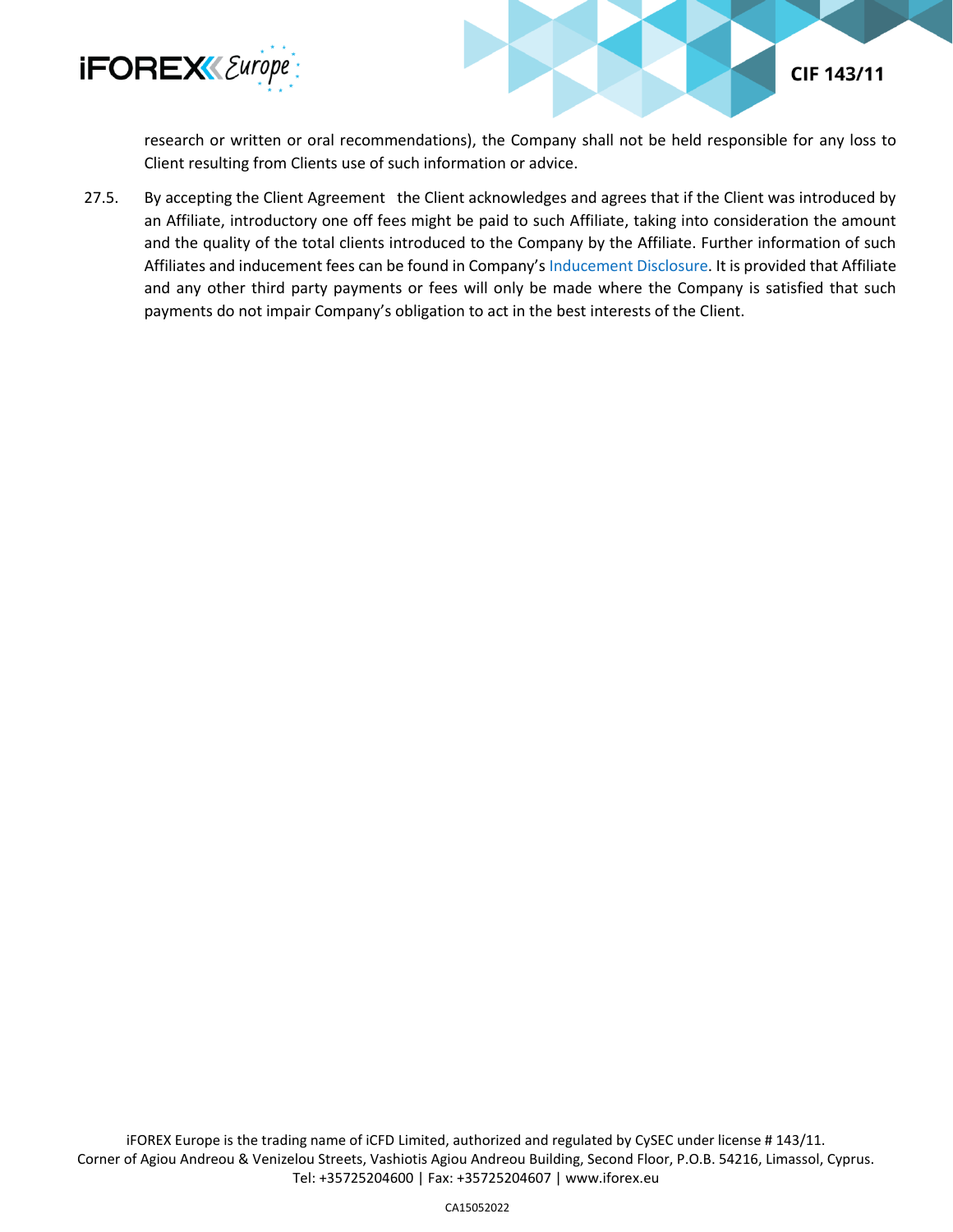research or written or oral recommendations), the Company shall not be held responsible for any loss to Client resulting from Clients use of such information or advice.

27.5. By accepting the Client Agreement the Client acknowledges and agrees that if the Client was introduced by an Affiliate, introductory one off fees might be paid to such Affiliate, taking into consideration the amount and the quality of the total clients introduced to the Company by the Affiliate. Further information of such Affiliates and inducement fees can be found in Company's Inducement Disclosure. It is provided that Affiliate and any other third party payments or fees will only be made where the Company is satisfied that such payments do not impair Company's obligation to act in the best interests of the Client.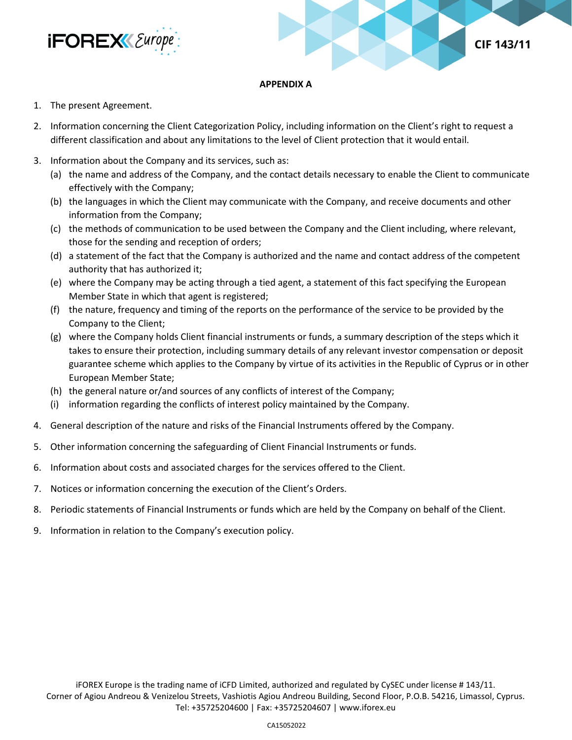## APPENDIX A

1. The present Agreement.
2. Information concerning the Client Categorization Policy, including information on the Client's right to request a different classification and about any limitations to the level of Client protection that it would entail.
3. Information about the Company and its services, such as:
   - (a) the name and address of the Company, and the contact details necessary to enable the Client to communicate effectively with the Company;
   - (b) the languages in which the Client may communicate with the Company, and receive documents and other information from the Company;
   - (c) the methods of communication to be used between the Company and the Client including, where relevant, those for the sending and reception of orders;
   - (d) a statement of the fact that the Company is authorized and the name and contact address of the competent authority that has authorized it;
   - (e) where the Company may be acting through a tied agent, a statement of this fact specifying the European Member State in which that agent is registered;
   - (f) the nature, frequency and timing of the reports on the performance of the service to be provided by the Company to the Client;
   - (g) where the Company holds Client financial instruments or funds, a summary description of the steps which it takes to ensure their protection, including summary details of any relevant investor compensation or deposit guarantee scheme which applies to the Company by virtue of its activities in the Republic of Cyprus or in other European Member State;
   - (h) the general nature or/and sources of any conflicts of interest of the Company;
   - (i) information regarding the conflicts of interest policy maintained by the Company.
4. General description of the nature and risks of the Financial Instruments offered by the Company.
5. Other information concerning the safeguarding of Client Financial Instruments or funds.
6. Information about costs and associated charges for the services offered to the Client.
7. Notices or information concerning the execution of the Client's Orders.
8. Periodic statements of Financial Instruments or funds which are held by the Company on behalf of the Client.
9. Information in relation to the Company's execution policy.